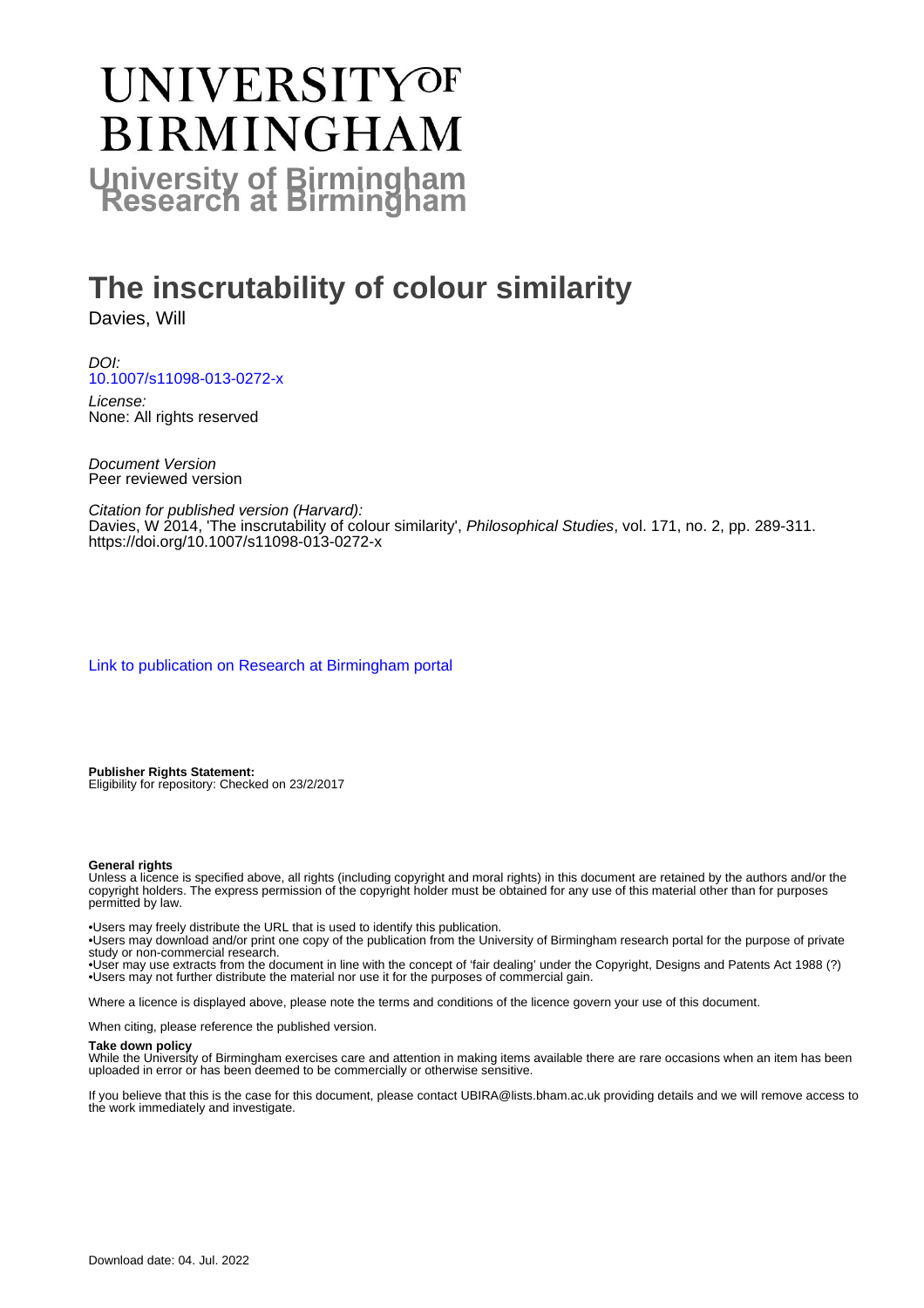# UNIVERSITY OF BIRMINGHAM

**University of Birmingham Research at Birmingham**

# The inscrutability of colour similarity

Davies, Will

*DOI:*
10.1007/s11098-013-0272-x

*License:*
None: All rights reserved

*Document Version*
Peer reviewed version

*Citation for published version (Harvard):*
Davies, W 2014, 'The inscrutability of colour similarity', *Philosophical Studies*, vol. 171, no. 2, pp. 289-311. https://doi.org/10.1007/s11098-013-0272-x

Link to publication on Research at Birmingham portal

**Publisher Rights Statement:**
Eligibility for repository: Checked on 23/2/2017

**General rights**
Unless a licence is specified above, all rights (including copyright and moral rights) in this document are retained by the authors and/or the copyright holders. The express permission of the copyright holder must be obtained for any use of this material other than for purposes permitted by law.

•Users may freely distribute the URL that is used to identify this publication.
•Users may download and/or print one copy of the publication from the University of Birmingham research portal for the purpose of private study or non-commercial research.
•User may use extracts from the document in line with the concept of 'fair dealing' under the Copyright, Designs and Patents Act 1988 (?)
•Users may not further distribute the material nor use it for the purposes of commercial gain.

Where a licence is displayed above, please note the terms and conditions of the licence govern your use of this document.

When citing, please reference the published version.

**Take down policy**
While the University of Birmingham exercises care and attention in making items available there are rare occasions when an item has been uploaded in error or has been deemed to be commercially or otherwise sensitive.

If you believe that this is the case for this document, please contact UBIRA@lists.bham.ac.uk providing details and we will remove access to the work immediately and investigate.

Download date: 04. Jul. 2022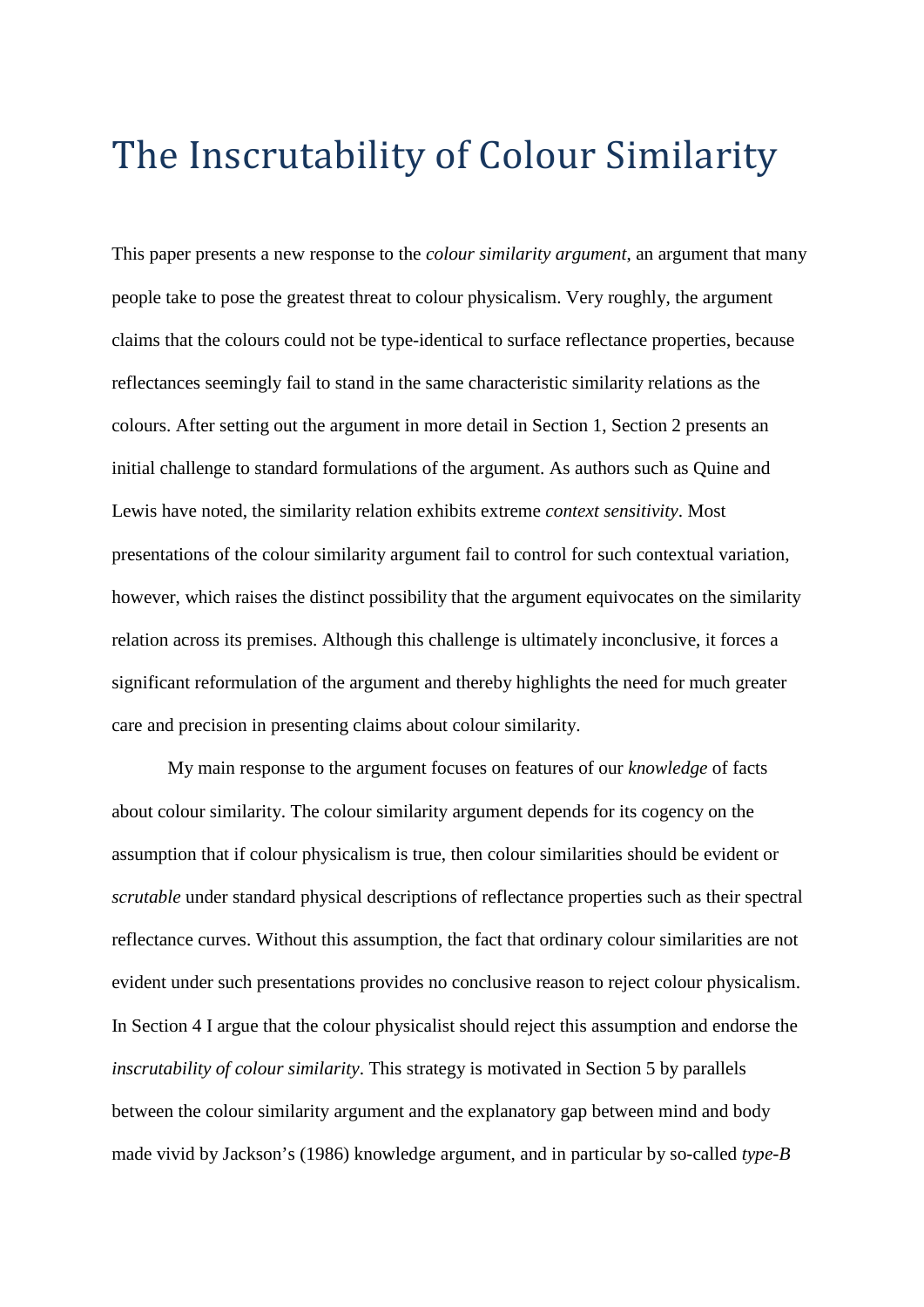# The Inscrutability of Colour Similarity

This paper presents a new response to the *colour similarity argument*, an argument that many people take to pose the greatest threat to colour physicalism. Very roughly, the argument claims that the colours could not be type-identical to surface reflectance properties, because reflectances seemingly fail to stand in the same characteristic similarity relations as the colours. After setting out the argument in more detail in Section 1, Section 2 presents an initial challenge to standard formulations of the argument. As authors such as Quine and Lewis have noted, the similarity relation exhibits extreme *context sensitivity*. Most presentations of the colour similarity argument fail to control for such contextual variation, however, which raises the distinct possibility that the argument equivocates on the similarity relation across its premises. Although this challenge is ultimately inconclusive, it forces a significant reformulation of the argument and thereby highlights the need for much greater care and precision in presenting claims about colour similarity.

My main response to the argument focuses on features of our *knowledge* of facts about colour similarity. The colour similarity argument depends for its cogency on the assumption that if colour physicalism is true, then colour similarities should be evident or *scrutable* under standard physical descriptions of reflectance properties such as their spectral reflectance curves. Without this assumption, the fact that ordinary colour similarities are not evident under such presentations provides no conclusive reason to reject colour physicalism. In Section 4 I argue that the colour physicalist should reject this assumption and endorse the *inscrutability of colour similarity*. This strategy is motivated in Section 5 by parallels between the colour similarity argument and the explanatory gap between mind and body made vivid by Jackson's (1986) knowledge argument, and in particular by so-called *type-B*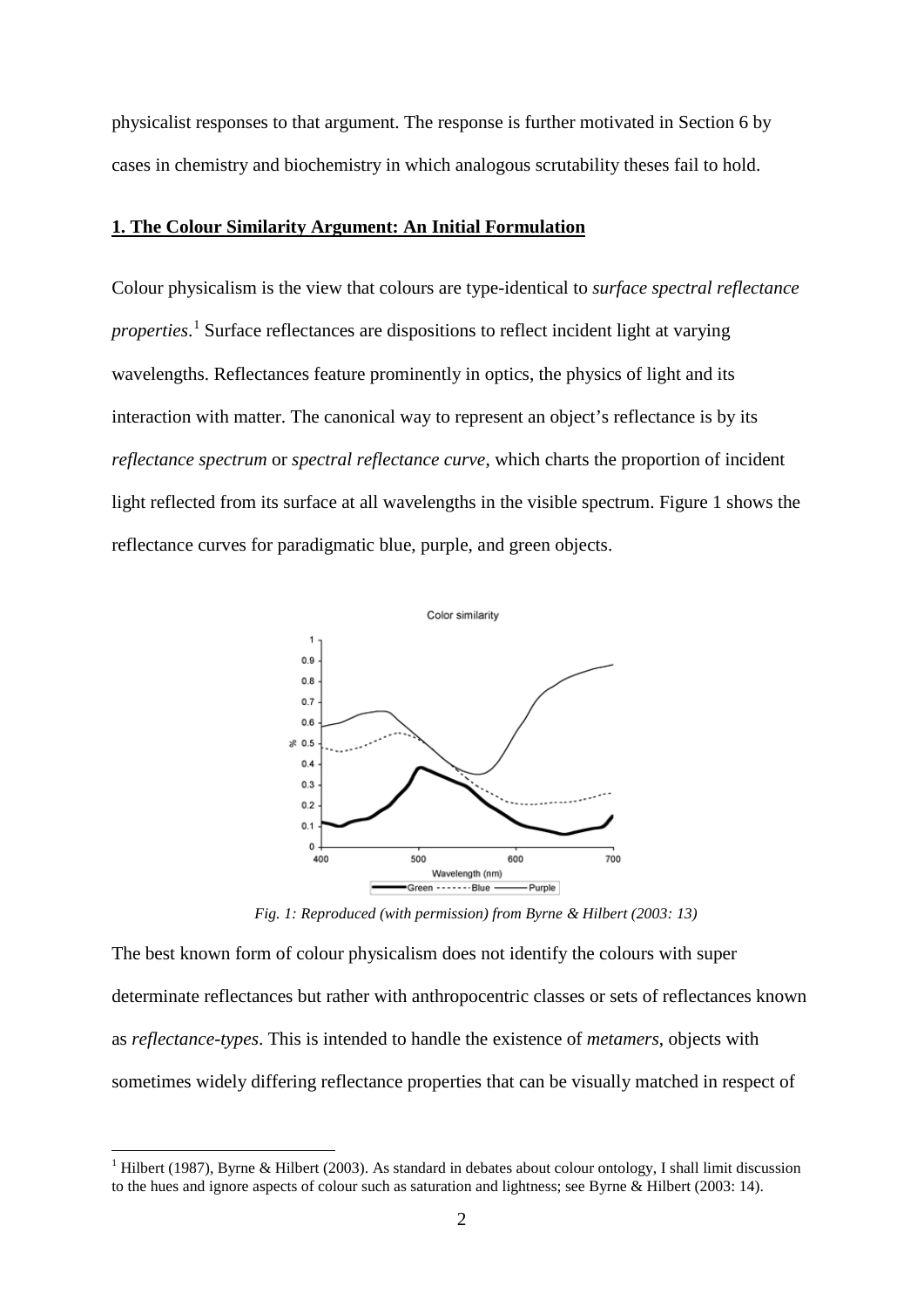physicalist responses to that argument. The response is further motivated in Section 6 by cases in chemistry and biochemistry in which analogous scrutability theses fail to hold.

## 1. The Colour Similarity Argument: An Initial Formulation

Colour physicalism is the view that colours are type-identical to *surface spectral reflectance properties*.[1] Surface reflectances are dispositions to reflect incident light at varying wavelengths. Reflectances feature prominently in optics, the physics of light and its interaction with matter. The canonical way to represent an object's reflectance is by its *reflectance spectrum* or *spectral reflectance curve*, which charts the proportion of incident light reflected from its surface at all wavelengths in the visible spectrum. Figure 1 shows the reflectance curves for paradigmatic blue, purple, and green objects.

*Fig. 1: Reproduced (with permission) from Byrne & Hilbert (2003: 13)*

The best known form of colour physicalism does not identify the colours with super determinate reflectances but rather with anthropocentric classes or sets of reflectances known as *reflectance-types*. This is intended to handle the existence of *metamers*, objects with sometimes widely differing reflectance properties that can be visually matched in respect of

[1] Hilbert (1987), Byrne & Hilbert (2003). As standard in debates about colour ontology, I shall limit discussion to the hues and ignore aspects of colour such as saturation and lightness; see Byrne & Hilbert (2003: 14).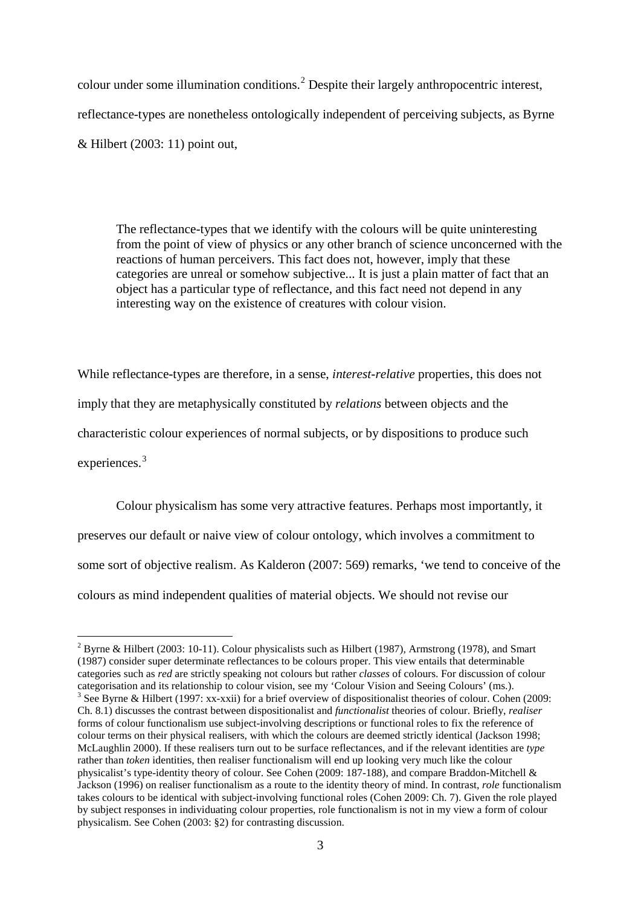colour under some illumination conditions.[2] Despite their largely anthropocentric interest, reflectance-types are nonetheless ontologically independent of perceiving subjects, as Byrne & Hilbert (2003: 11) point out,

> The reflectance-types that we identify with the colours will be quite uninteresting from the point of view of physics or any other branch of science unconcerned with the reactions of human perceivers. This fact does not, however, imply that these categories are unreal or somehow subjective... It is just a plain matter of fact that an object has a particular type of reflectance, and this fact need not depend in any interesting way on the existence of creatures with colour vision.

While reflectance-types are therefore, in a sense, *interest-relative* properties, this does not imply that they are metaphysically constituted by *relations* between objects and the characteristic colour experiences of normal subjects, or by dispositions to produce such experiences.[3]

Colour physicalism has some very attractive features. Perhaps most importantly, it preserves our default or naive view of colour ontology, which involves a commitment to some sort of objective realism. As Kalderon (2007: 569) remarks, 'we tend to conceive of the colours as mind independent qualities of material objects. We should not revise our

---

[2] Byrne & Hilbert (2003: 10-11). Colour physicalists such as Hilbert (1987), Armstrong (1978), and Smart (1987) consider super determinate reflectances to be colours proper. This view entails that determinable categories such as *red* are strictly speaking not colours but rather *classes* of colours. For discussion of colour categorisation and its relationship to colour vision, see my 'Colour Vision and Seeing Colours' (ms.).

[3] See Byrne & Hilbert (1997: xx-xxii) for a brief overview of dispositionalist theories of colour. Cohen (2009: Ch. 8.1) discusses the contrast between dispositionalist and *functionalist* theories of colour. Briefly, *realiser* forms of colour functionalism use subject-involving descriptions or functional roles to fix the reference of colour terms on their physical realisers, with which the colours are deemed strictly identical (Jackson 1998; McLaughlin 2000). If these realisers turn out to be surface reflectances, and if the relevant identities are *type* rather than *token* identities, then realiser functionalism will end up looking very much like the colour physicalist's type-identity theory of colour. See Cohen (2009: 187-188), and compare Braddon-Mitchell & Jackson (1996) on realiser functionalism as a route to the identity theory of mind. In contrast, *role* functionalism takes colours to be identical with subject-involving functional roles (Cohen 2009: Ch. 7). Given the role played by subject responses in individuating colour properties, role functionalism is not in my view a form of colour physicalism. See Cohen (2003: §2) for contrasting discussion.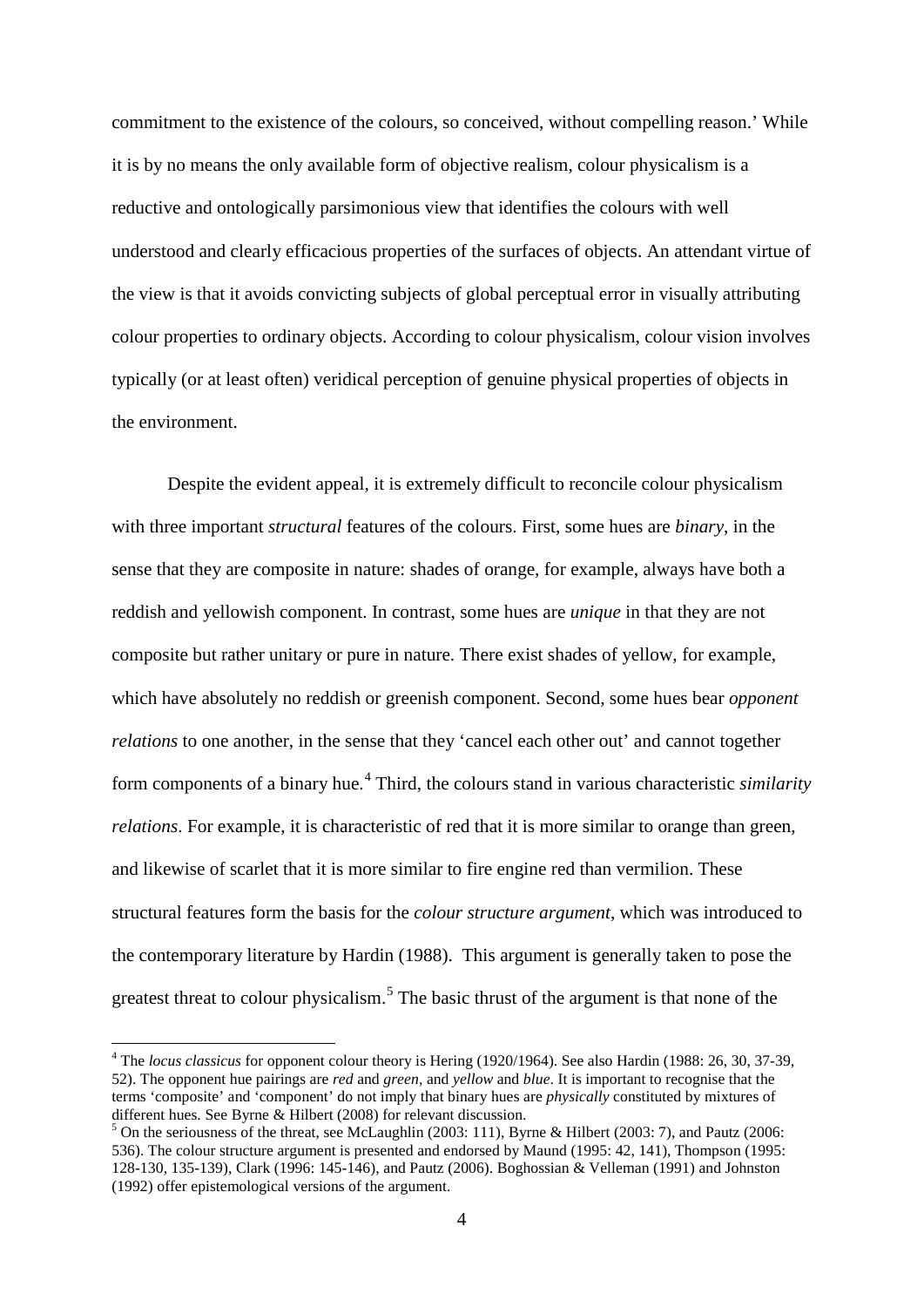commitment to the existence of the colours, so conceived, without compelling reason.' While it is by no means the only available form of objective realism, colour physicalism is a reductive and ontologically parsimonious view that identifies the colours with well understood and clearly efficacious properties of the surfaces of objects. An attendant virtue of the view is that it avoids convicting subjects of global perceptual error in visually attributing colour properties to ordinary objects. According to colour physicalism, colour vision involves typically (or at least often) veridical perception of genuine physical properties of objects in the environment.

Despite the evident appeal, it is extremely difficult to reconcile colour physicalism with three important *structural* features of the colours. First, some hues are *binary*, in the sense that they are composite in nature: shades of orange, for example, always have both a reddish and yellowish component. In contrast, some hues are *unique* in that they are not composite but rather unitary or pure in nature. There exist shades of yellow, for example, which have absolutely no reddish or greenish component. Second, some hues bear *opponent relations* to one another, in the sense that they 'cancel each other out' and cannot together form components of a binary hue.[4] Third, the colours stand in various characteristic *similarity relations*. For example, it is characteristic of red that it is more similar to orange than green, and likewise of scarlet that it is more similar to fire engine red than vermilion. These structural features form the basis for the *colour structure argument*, which was introduced to the contemporary literature by Hardin (1988). This argument is generally taken to pose the greatest threat to colour physicalism.[5] The basic thrust of the argument is that none of the

---

[4] The *locus classicus* for opponent colour theory is Hering (1920/1964). See also Hardin (1988: 26, 30, 37-39, 52). The opponent hue pairings are *red* and *green*, and *yellow* and *blue*. It is important to recognise that the terms 'composite' and 'component' do not imply that binary hues are *physically* constituted by mixtures of different hues. See Byrne & Hilbert (2008) for relevant discussion.

[5] On the seriousness of the threat, see McLaughlin (2003: 111), Byrne & Hilbert (2003: 7), and Pautz (2006: 536). The colour structure argument is presented and endorsed by Maund (1995: 42, 141), Thompson (1995: 128-130, 135-139), Clark (1996: 145-146), and Pautz (2006). Boghossian & Velleman (1991) and Johnston (1992) offer epistemological versions of the argument.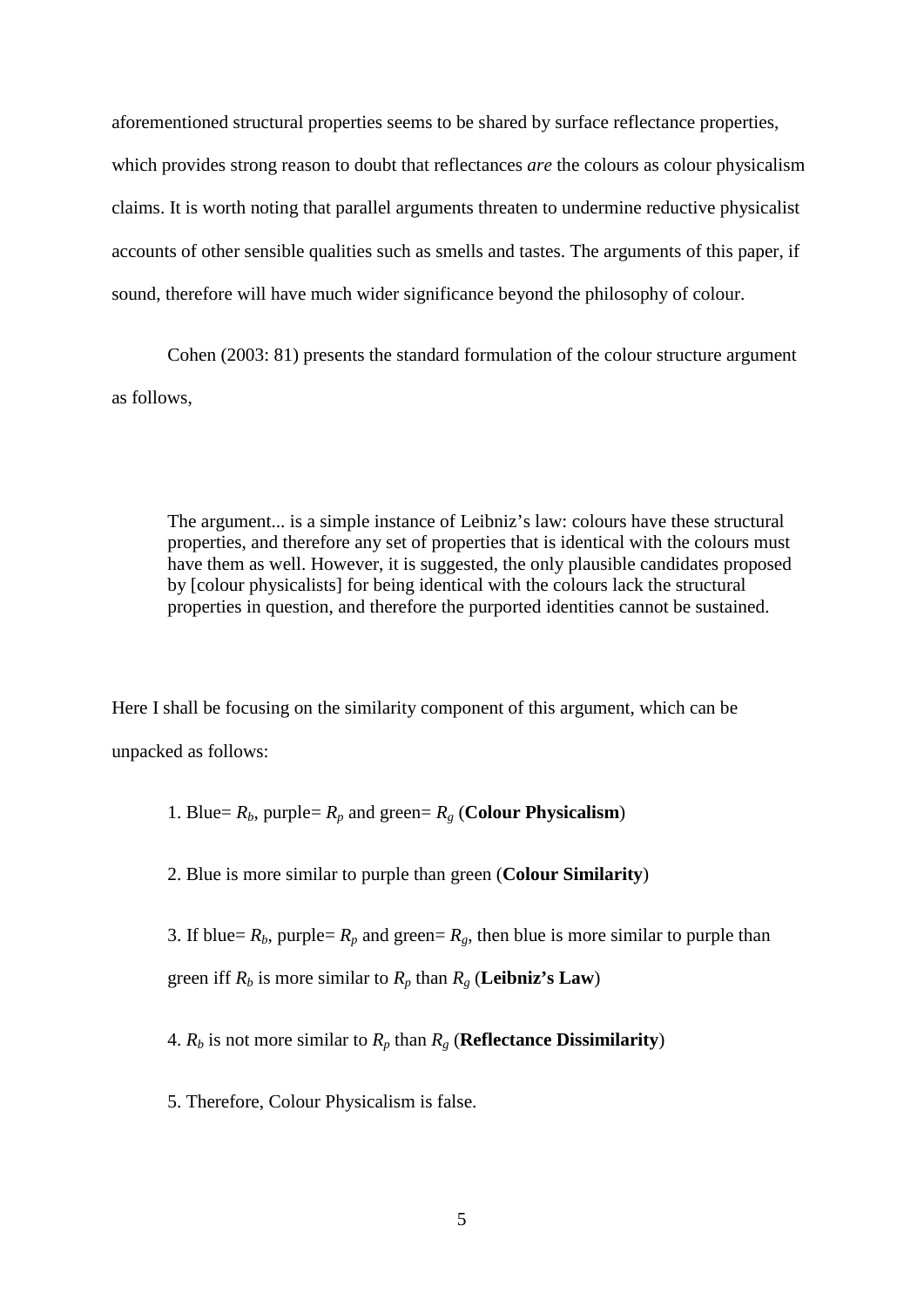aforementioned structural properties seems to be shared by surface reflectance properties, which provides strong reason to doubt that reflectances *are* the colours as colour physicalism claims. It is worth noting that parallel arguments threaten to undermine reductive physicalist accounts of other sensible qualities such as smells and tastes. The arguments of this paper, if sound, therefore will have much wider significance beyond the philosophy of colour.

Cohen (2003: 81) presents the standard formulation of the colour structure argument as follows,

> The argument... is a simple instance of Leibniz's law: colours have these structural properties, and therefore any set of properties that is identical with the colours must have them as well. However, it is suggested, the only plausible candidates proposed by [colour physicalists] for being identical with the colours lack the structural properties in question, and therefore the purported identities cannot be sustained.

Here I shall be focusing on the similarity component of this argument, which can be unpacked as follows:

1. Blue= $R_b$, purple= $R_p$ and green= $R_g$ (**Colour Physicalism**)

2. Blue is more similar to purple than green (**Colour Similarity**)

3. If blue= $R_b$, purple= $R_p$ and green= $R_g$, then blue is more similar to purple than green iff $R_b$ is more similar to $R_p$ than $R_g$ (**Leibniz's Law**)

4. $R_b$ is not more similar to $R_p$ than $R_g$ (**Reflectance Dissimilarity**)

5. Therefore, Colour Physicalism is false.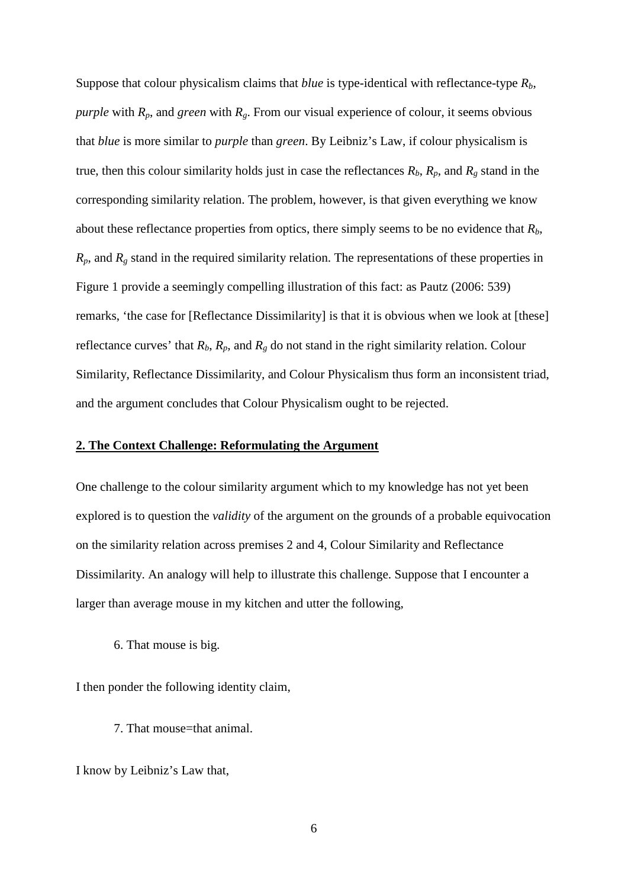Suppose that colour physicalism claims that *blue* is type-identical with reflectance-type $R_b$, *purple* with $R_p$, and *green* with $R_g$. From our visual experience of colour, it seems obvious that *blue* is more similar to *purple* than *green*. By Leibniz's Law, if colour physicalism is true, then this colour similarity holds just in case the reflectances $R_b$, $R_p$, and $R_g$ stand in the corresponding similarity relation. The problem, however, is that given everything we know about these reflectance properties from optics, there simply seems to be no evidence that $R_b$, $R_p$, and $R_g$ stand in the required similarity relation. The representations of these properties in Figure 1 provide a seemingly compelling illustration of this fact: as Pautz (2006: 539) remarks, 'the case for [Reflectance Dissimilarity] is that it is obvious when we look at [these] reflectance curves' that $R_b$, $R_p$, and $R_g$ do not stand in the right similarity relation. Colour Similarity, Reflectance Dissimilarity, and Colour Physicalism thus form an inconsistent triad, and the argument concludes that Colour Physicalism ought to be rejected.

## 2. The Context Challenge: Reformulating the Argument

One challenge to the colour similarity argument which to my knowledge has not yet been explored is to question the *validity* of the argument on the grounds of a probable equivocation on the similarity relation across premises 2 and 4, Colour Similarity and Reflectance Dissimilarity. An analogy will help to illustrate this challenge. Suppose that I encounter a larger than average mouse in my kitchen and utter the following,

6. That mouse is big.

I then ponder the following identity claim,

7. That mouse=that animal.

I know by Leibniz's Law that,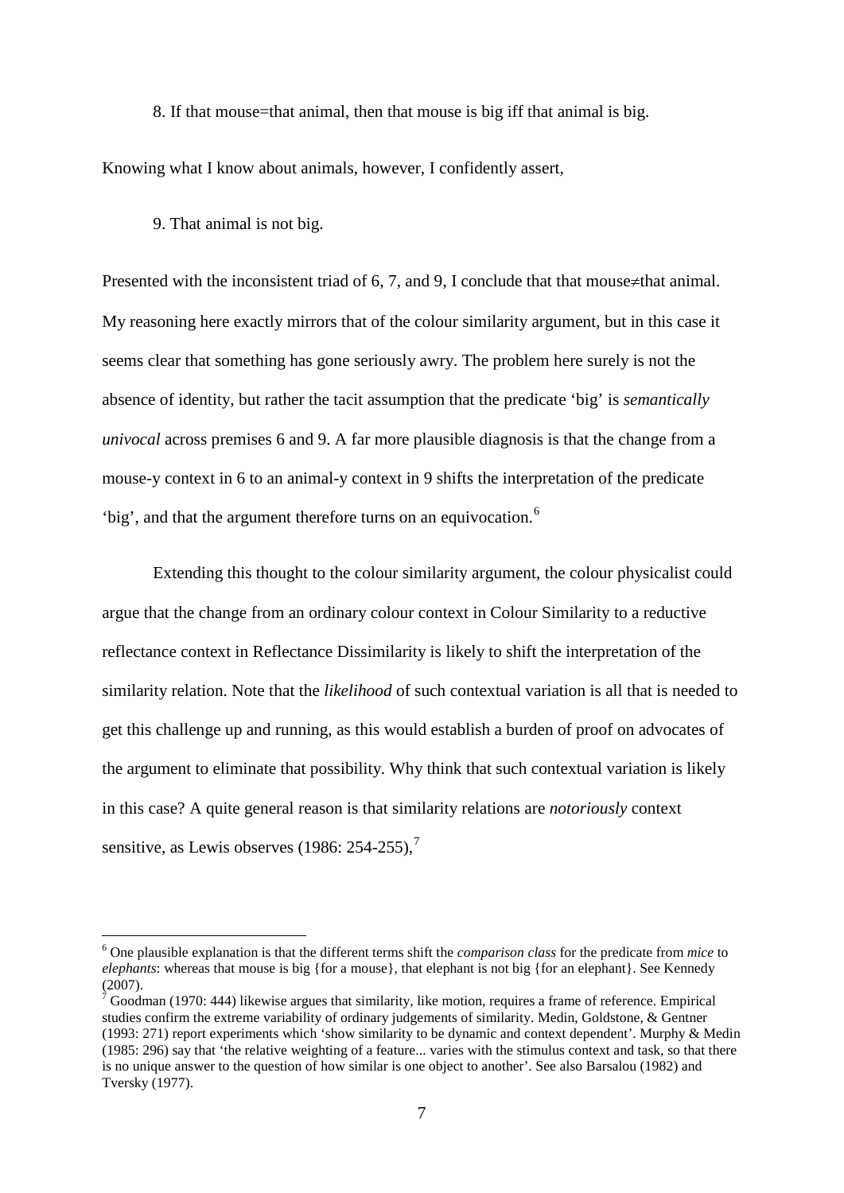8. If that mouse=that animal, then that mouse is big iff that animal is big.

Knowing what I know about animals, however, I confidently assert,

9. That animal is not big.

Presented with the inconsistent triad of 6, 7, and 9, I conclude that that mouse≠that animal. My reasoning here exactly mirrors that of the colour similarity argument, but in this case it seems clear that something has gone seriously awry. The problem here surely is not the absence of identity, but rather the tacit assumption that the predicate 'big' is *semantically univocal* across premises 6 and 9. A far more plausible diagnosis is that the change from a mouse-y context in 6 to an animal-y context in 9 shifts the interpretation of the predicate 'big', and that the argument therefore turns on an equivocation.[6]

Extending this thought to the colour similarity argument, the colour physicalist could argue that the change from an ordinary colour context in Colour Similarity to a reductive reflectance context in Reflectance Dissimilarity is likely to shift the interpretation of the similarity relation. Note that the *likelihood* of such contextual variation is all that is needed to get this challenge up and running, as this would establish a burden of proof on advocates of the argument to eliminate that possibility. Why think that such contextual variation is likely in this case? A quite general reason is that similarity relations are *notoriously* context sensitive, as Lewis observes (1986: 254-255),[7]

---

[6] One plausible explanation is that the different terms shift the *comparison class* for the predicate from *mice* to *elephants*: whereas that mouse is big {for a mouse}, that elephant is not big {for an elephant}. See Kennedy (2007).

[7] Goodman (1970: 444) likewise argues that similarity, like motion, requires a frame of reference. Empirical studies confirm the extreme variability of ordinary judgements of similarity. Medin, Goldstone, & Gentner (1993: 271) report experiments which 'show similarity to be dynamic and context dependent'. Murphy & Medin (1985: 296) say that 'the relative weighting of a feature... varies with the stimulus context and task, so that there is no unique answer to the question of how similar is one object to another'. See also Barsalou (1982) and Tversky (1977).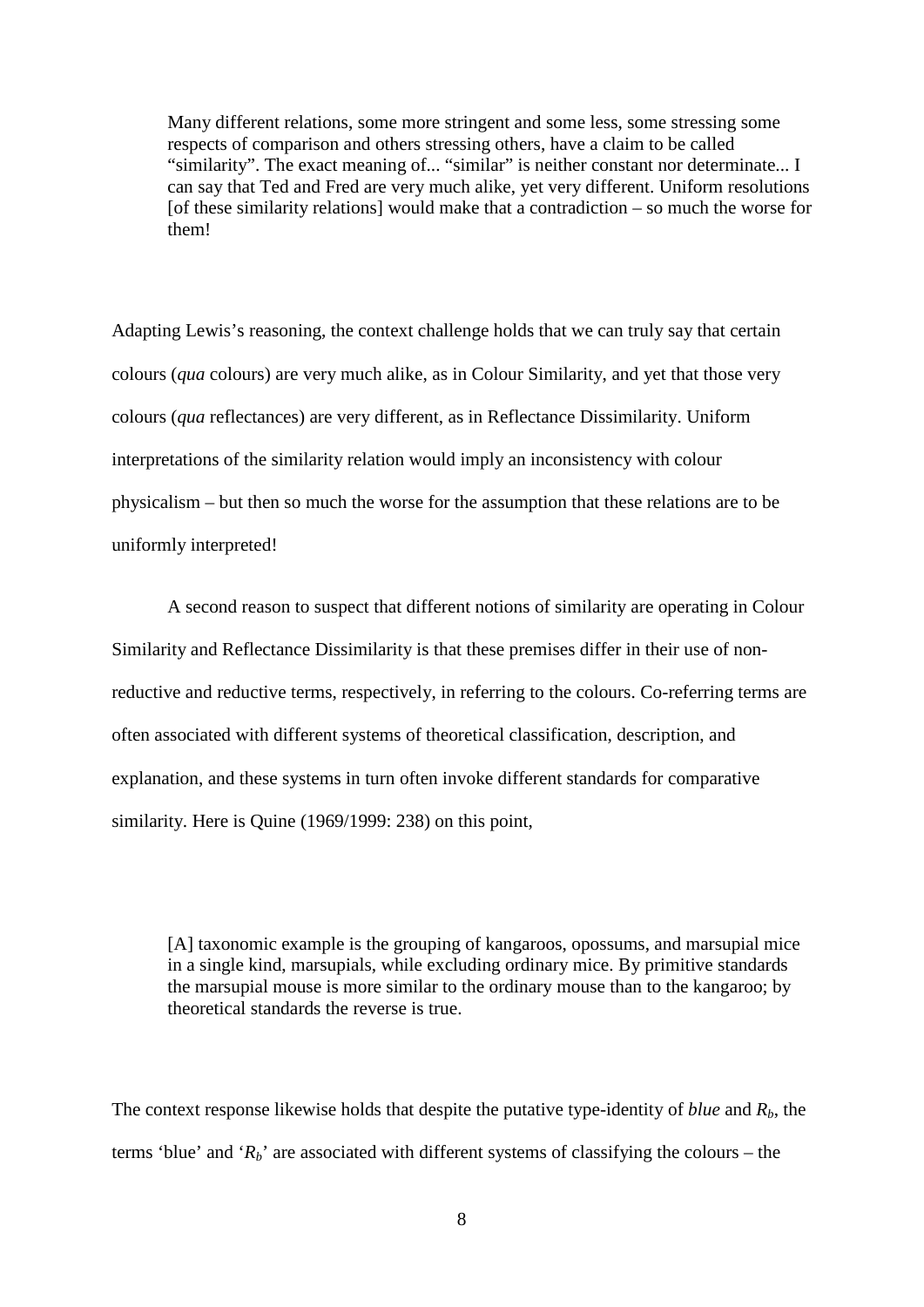> Many different relations, some more stringent and some less, some stressing some respects of comparison and others stressing others, have a claim to be called "similarity". The exact meaning of... "similar" is neither constant nor determinate... I can say that Ted and Fred are very much alike, yet very different. Uniform resolutions [of these similarity relations] would make that a contradiction – so much the worse for them!

Adapting Lewis's reasoning, the context challenge holds that we can truly say that certain colours (*qua* colours) are very much alike, as in Colour Similarity, and yet that those very colours (*qua* reflectances) are very different, as in Reflectance Dissimilarity. Uniform interpretations of the similarity relation would imply an inconsistency with colour physicalism – but then so much the worse for the assumption that these relations are to be uniformly interpreted!

A second reason to suspect that different notions of similarity are operating in Colour Similarity and Reflectance Dissimilarity is that these premises differ in their use of non-reductive and reductive terms, respectively, in referring to the colours. Co-referring terms are often associated with different systems of theoretical classification, description, and explanation, and these systems in turn often invoke different standards for comparative similarity. Here is Quine (1969/1999: 238) on this point,

> [A] taxonomic example is the grouping of kangaroos, opossums, and marsupial mice in a single kind, marsupials, while excluding ordinary mice. By primitive standards the marsupial mouse is more similar to the ordinary mouse than to the kangaroo; by theoretical standards the reverse is true.

The context response likewise holds that despite the putative type-identity of *blue* and $R_b$, the terms 'blue' and '$R_b$' are associated with different systems of classifying the colours – the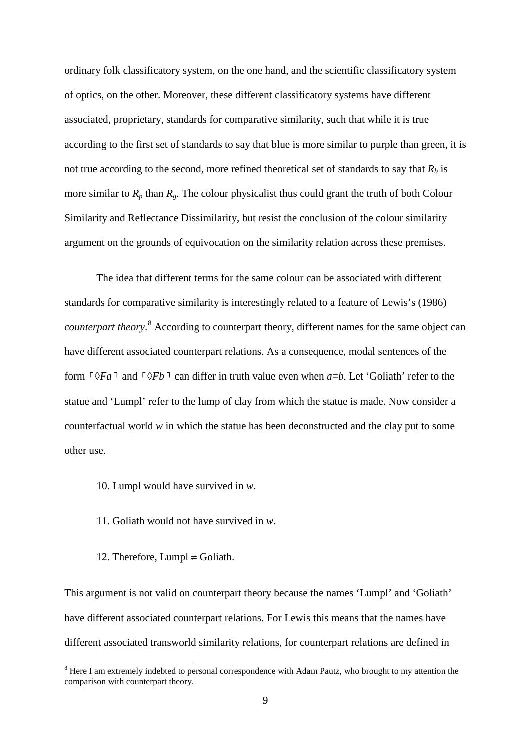ordinary folk classificatory system, on the one hand, and the scientific classificatory system of optics, on the other. Moreover, these different classificatory systems have different associated, proprietary, standards for comparative similarity, such that while it is true according to the first set of standards to say that blue is more similar to purple than green, it is not true according to the second, more refined theoretical set of standards to say that $R_b$ is more similar to $R_p$ than $R_g$. The colour physicalist thus could grant the truth of both Colour Similarity and Reflectance Dissimilarity, but resist the conclusion of the colour similarity argument on the grounds of equivocation on the similarity relation across these premises.

The idea that different terms for the same colour can be associated with different standards for comparative similarity is interestingly related to a feature of Lewis's (1986) *counterpart theory*.[8] According to counterpart theory, different names for the same object can have different associated counterpart relations. As a consequence, modal sentences of the form ⌜$\Diamond Fa$⌝ and ⌜$\Diamond Fb$⌝ can differ in truth value even when $a$=$b$. Let 'Goliath' refer to the statue and 'Lumpl' refer to the lump of clay from which the statue is made. Now consider a counterfactual world $w$ in which the statue has been deconstructed and the clay put to some other use.

10. Lumpl would have survived in $w$.

11. Goliath would not have survived in $w$.

12. Therefore, Lumpl $\neq$ Goliath.

This argument is not valid on counterpart theory because the names 'Lumpl' and 'Goliath' have different associated counterpart relations. For Lewis this means that the names have different associated transworld similarity relations, for counterpart relations are defined in

[8] Here I am extremely indebted to personal correspondence with Adam Pautz, who brought to my attention the comparison with counterpart theory.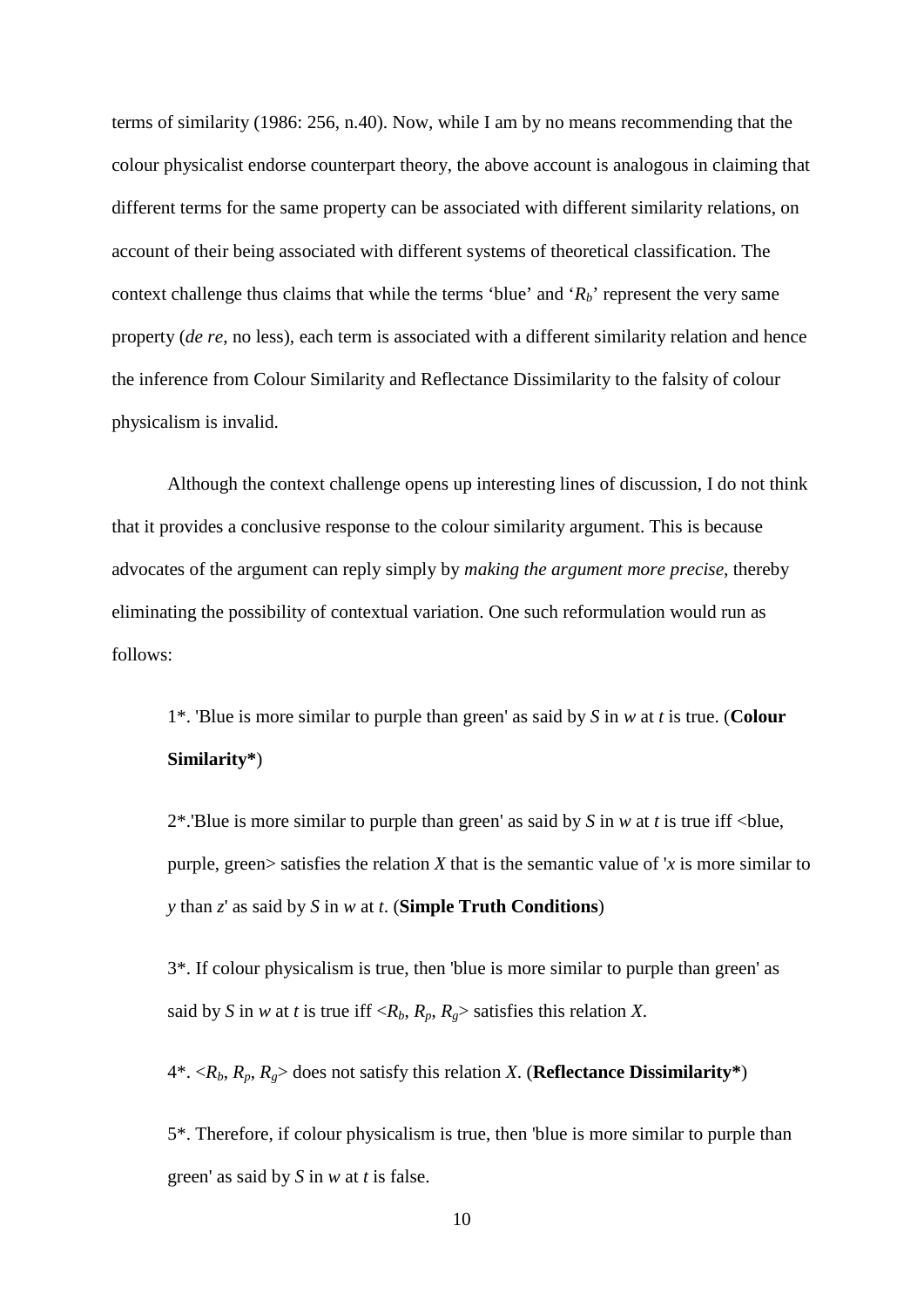terms of similarity (1986: 256, n.40). Now, while I am by no means recommending that the colour physicalist endorse counterpart theory, the above account is analogous in claiming that different terms for the same property can be associated with different similarity relations, on account of their being associated with different systems of theoretical classification. The context challenge thus claims that while the terms 'blue' and '$R_b$' represent the very same property (*de re*, no less), each term is associated with a different similarity relation and hence the inference from Colour Similarity and Reflectance Dissimilarity to the falsity of colour physicalism is invalid.

Although the context challenge opens up interesting lines of discussion, I do not think that it provides a conclusive response to the colour similarity argument. This is because advocates of the argument can reply simply by *making the argument more precise*, thereby eliminating the possibility of contextual variation. One such reformulation would run as follows:

> 1*. 'Blue is more similar to purple than green' as said by $S$ in $w$ at $t$ is true. (**Colour Similarity***)
>
> 2*.'Blue is more similar to purple than green' as said by $S$ in $w$ at $t$ is true iff <blue, purple, green> satisfies the relation $X$ that is the semantic value of '$x$ is more similar to $y$ than $z$' as said by $S$ in $w$ at $t$. (**Simple Truth Conditions**)
>
> 3*. If colour physicalism is true, then 'blue is more similar to purple than green' as said by $S$ in $w$ at $t$ is true iff $\langle R_b, R_p, R_g \rangle$ satisfies this relation $X$.
>
> 4*. $\langle R_b, R_p, R_g \rangle$ does not satisfy this relation $X$. (**Reflectance Dissimilarity***)
>
> 5*. Therefore, if colour physicalism is true, then 'blue is more similar to purple than green' as said by $S$ in $w$ at $t$ is false.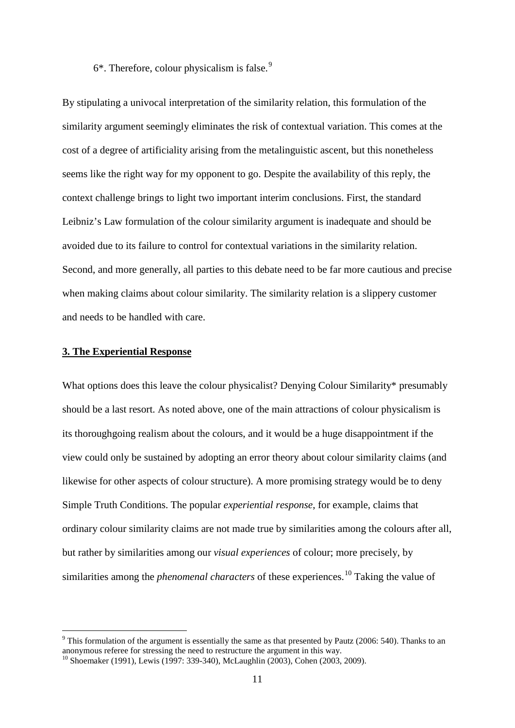6*. Therefore, colour physicalism is false.[9]

By stipulating a univocal interpretation of the similarity relation, this formulation of the similarity argument seemingly eliminates the risk of contextual variation. This comes at the cost of a degree of artificiality arising from the metalinguistic ascent, but this nonetheless seems like the right way for my opponent to go. Despite the availability of this reply, the context challenge brings to light two important interim conclusions. First, the standard Leibniz's Law formulation of the colour similarity argument is inadequate and should be avoided due to its failure to control for contextual variations in the similarity relation. Second, and more generally, all parties to this debate need to be far more cautious and precise when making claims about colour similarity. The similarity relation is a slippery customer and needs to be handled with care.

## 3. The Experiential Response

What options does this leave the colour physicalist? Denying Colour Similarity* presumably should be a last resort. As noted above, one of the main attractions of colour physicalism is its thoroughgoing realism about the colours, and it would be a huge disappointment if the view could only be sustained by adopting an error theory about colour similarity claims (and likewise for other aspects of colour structure). A more promising strategy would be to deny Simple Truth Conditions. The popular *experiential response*, for example, claims that ordinary colour similarity claims are not made true by similarities among the colours after all, but rather by similarities among our *visual experiences* of colour; more precisely, by similarities among the *phenomenal characters* of these experiences.[10] Taking the value of

[9] This formulation of the argument is essentially the same as that presented by Pautz (2006: 540). Thanks to an anonymous referee for stressing the need to restructure the argument in this way.

[10] Shoemaker (1991), Lewis (1997: 339-340), McLaughlin (2003), Cohen (2003, 2009).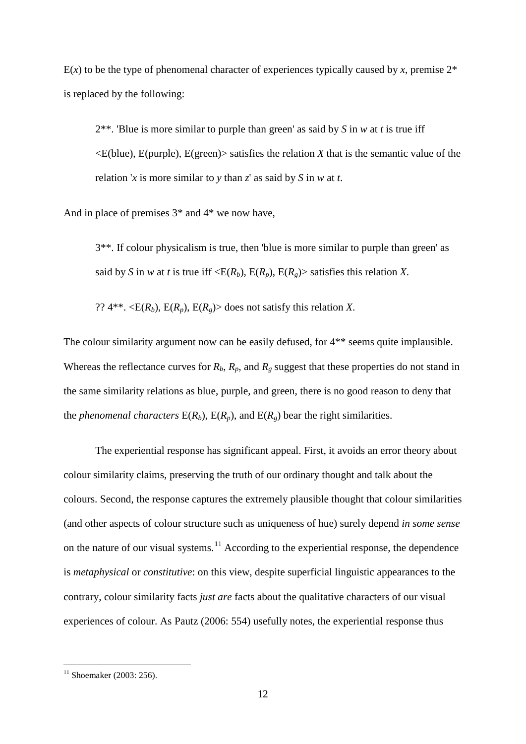E($x$) to be the type of phenomenal character of experiences typically caused by $x$, premise 2* is replaced by the following:

> 2**. 'Blue is more similar to purple than green' as said by $S$ in $w$ at $t$ is true iff <E(blue), E(purple), E(green)> satisfies the relation $X$ that is the semantic value of the relation '$x$ is more similar to $y$ than $z$' as said by $S$ in $w$ at $t$.

And in place of premises 3* and 4* we now have,

> 3**. If colour physicalism is true, then 'blue is more similar to purple than green' as said by $S$ in $w$ at $t$ is true iff <E($R_b$), E($R_p$), E($R_g$)> satisfies this relation $X$.
>
> ?? 4**. <E($R_b$), E($R_p$), E($R_g$)> does not satisfy this relation $X$.

The colour similarity argument now can be easily defused, for 4** seems quite implausible. Whereas the reflectance curves for $R_b$, $R_p$, and $R_g$ suggest that these properties do not stand in the same similarity relations as blue, purple, and green, there is no good reason to deny that the *phenomenal characters* E($R_b$), E($R_p$), and E($R_g$) bear the right similarities.

The experiential response has significant appeal. First, it avoids an error theory about colour similarity claims, preserving the truth of our ordinary thought and talk about the colours. Second, the response captures the extremely plausible thought that colour similarities (and other aspects of colour structure such as uniqueness of hue) surely depend *in some sense* on the nature of our visual systems.[11] According to the experiential response, the dependence is *metaphysical* or *constitutive*: on this view, despite superficial linguistic appearances to the contrary, colour similarity facts *just are* facts about the qualitative characters of our visual experiences of colour. As Pautz (2006: 554) usefully notes, the experiential response thus

[11] Shoemaker (2003: 256).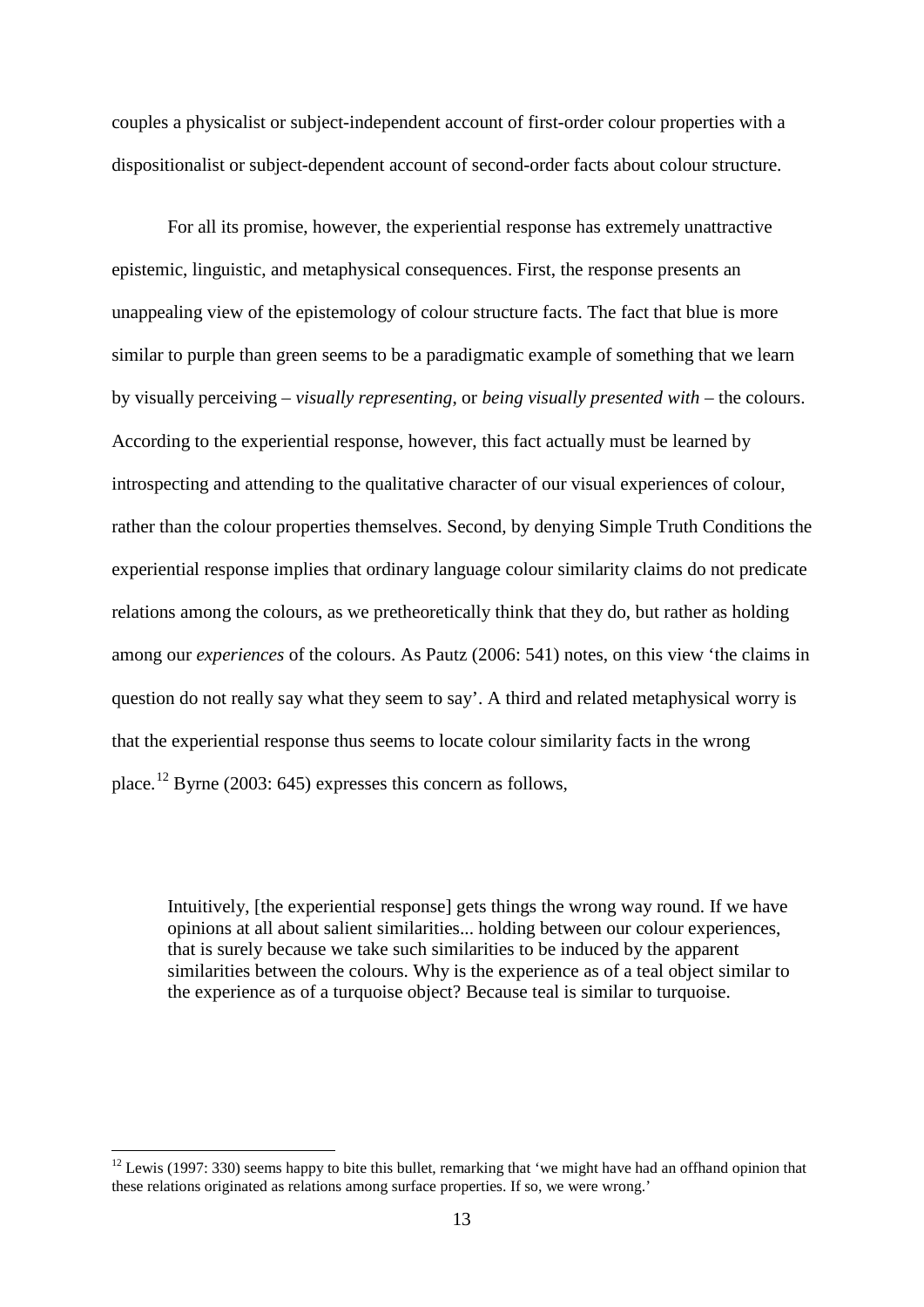couples a physicalist or subject-independent account of first-order colour properties with a dispositionalist or subject-dependent account of second-order facts about colour structure.

For all its promise, however, the experiential response has extremely unattractive epistemic, linguistic, and metaphysical consequences. First, the response presents an unappealing view of the epistemology of colour structure facts. The fact that blue is more similar to purple than green seems to be a paradigmatic example of something that we learn by visually perceiving – *visually representing*, or *being visually presented with* – the colours. According to the experiential response, however, this fact actually must be learned by introspecting and attending to the qualitative character of our visual experiences of colour, rather than the colour properties themselves. Second, by denying Simple Truth Conditions the experiential response implies that ordinary language colour similarity claims do not predicate relations among the colours, as we pretheoretically think that they do, but rather as holding among our *experiences* of the colours. As Pautz (2006: 541) notes, on this view 'the claims in question do not really say what they seem to say'. A third and related metaphysical worry is that the experiential response thus seems to locate colour similarity facts in the wrong place.[12] Byrne (2003: 645) expresses this concern as follows,

> Intuitively, [the experiential response] gets things the wrong way round. If we have opinions at all about salient similarities... holding between our colour experiences, that is surely because we take such similarities to be induced by the apparent similarities between the colours. Why is the experience as of a teal object similar to the experience as of a turquoise object? Because teal is similar to turquoise.

[12] Lewis (1997: 330) seems happy to bite this bullet, remarking that 'we might have had an offhand opinion that these relations originated as relations among surface properties. If so, we were wrong.'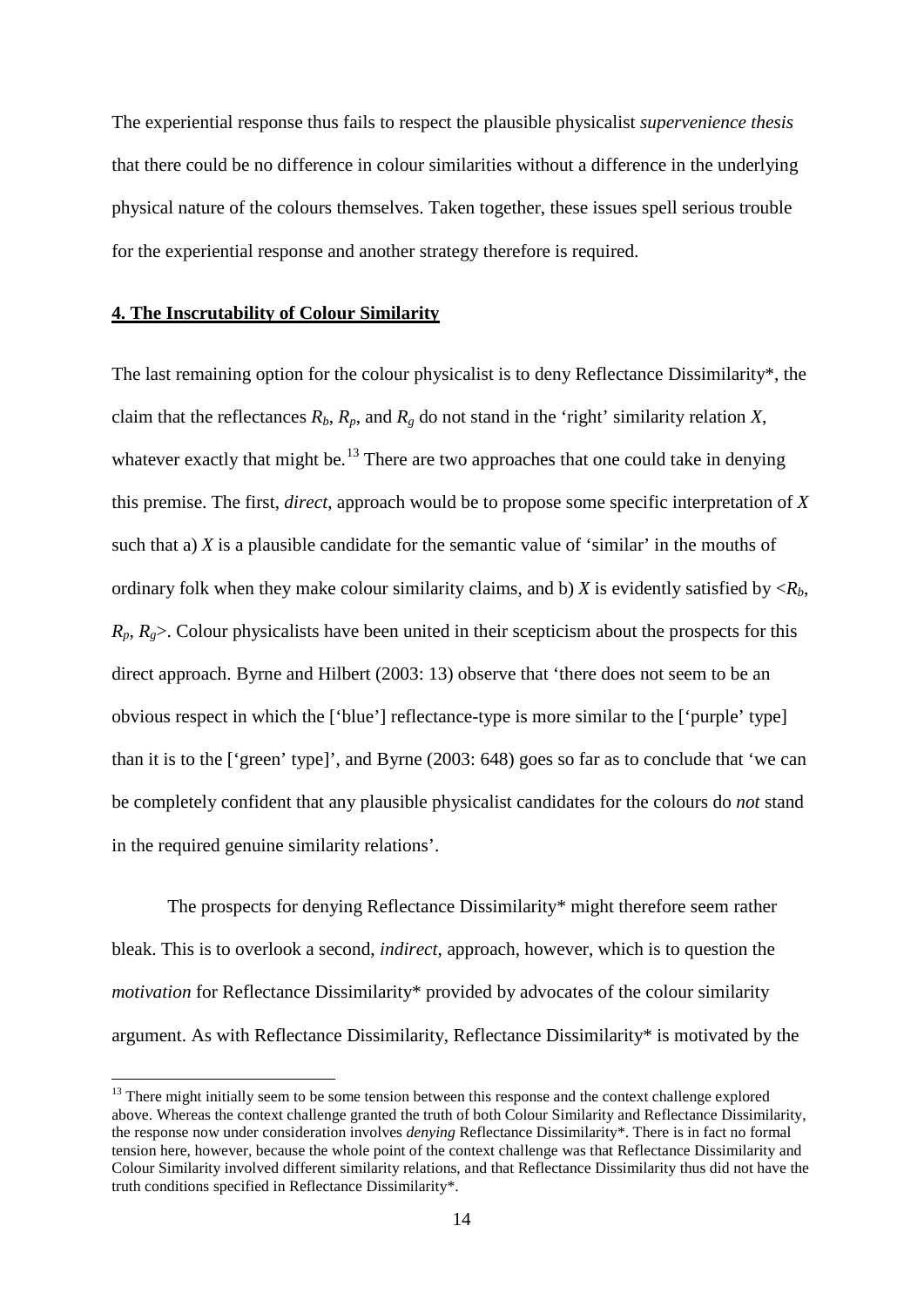The experiential response thus fails to respect the plausible physicalist *supervenience thesis* that there could be no difference in colour similarities without a difference in the underlying physical nature of the colours themselves. Taken together, these issues spell serious trouble for the experiential response and another strategy therefore is required.

## **4. The Inscrutability of Colour Similarity**

The last remaining option for the colour physicalist is to deny Reflectance Dissimilarity*, the claim that the reflectances $R_b$, $R_p$, and $R_g$ do not stand in the 'right' similarity relation $X$, whatever exactly that might be.[13] There are two approaches that one could take in denying this premise. The first, *direct*, approach would be to propose some specific interpretation of $X$ such that a) $X$ is a plausible candidate for the semantic value of 'similar' in the mouths of ordinary folk when they make colour similarity claims, and b) $X$ is evidently satisfied by $\langle R_b, R_p, R_g \rangle$. Colour physicalists have been united in their scepticism about the prospects for this direct approach. Byrne and Hilbert (2003: 13) observe that 'there does not seem to be an obvious respect in which the ['blue'] reflectance-type is more similar to the ['purple' type] than it is to the ['green' type]', and Byrne (2003: 648) goes so far as to conclude that 'we can be completely confident that any plausible physicalist candidates for the colours do *not* stand in the required genuine similarity relations'.

The prospects for denying Reflectance Dissimilarity* might therefore seem rather bleak. This is to overlook a second, *indirect*, approach, however, which is to question the *motivation* for Reflectance Dissimilarity* provided by advocates of the colour similarity argument. As with Reflectance Dissimilarity, Reflectance Dissimilarity* is motivated by the

[13] There might initially seem to be some tension between this response and the context challenge explored above. Whereas the context challenge granted the truth of both Colour Similarity and Reflectance Dissimilarity, the response now under consideration involves *denying* Reflectance Dissimilarity*. There is in fact no formal tension here, however, because the whole point of the context challenge was that Reflectance Dissimilarity and Colour Similarity involved different similarity relations, and that Reflectance Dissimilarity thus did not have the truth conditions specified in Reflectance Dissimilarity*.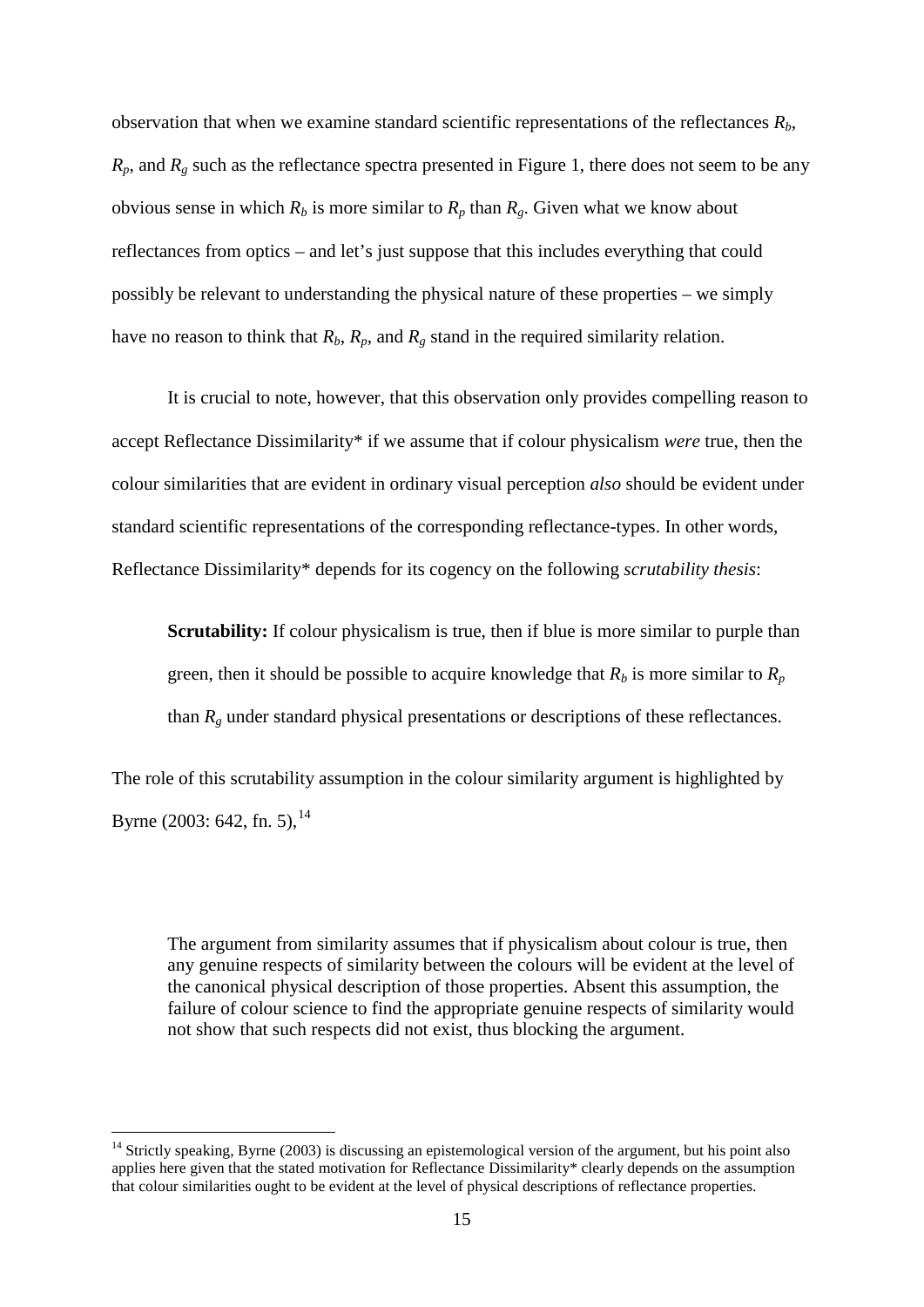observation that when we examine standard scientific representations of the reflectances $R_b$, $R_p$, and $R_g$ such as the reflectance spectra presented in Figure 1, there does not seem to be any obvious sense in which $R_b$ is more similar to $R_p$ than $R_g$. Given what we know about reflectances from optics – and let's just suppose that this includes everything that could possibly be relevant to understanding the physical nature of these properties – we simply have no reason to think that $R_b$, $R_p$, and $R_g$ stand in the required similarity relation.

It is crucial to note, however, that this observation only provides compelling reason to accept Reflectance Dissimilarity* if we assume that if colour physicalism *were* true, then the colour similarities that are evident in ordinary visual perception *also* should be evident under standard scientific representations of the corresponding reflectance-types. In other words, Reflectance Dissimilarity* depends for its cogency on the following *scrutability thesis*:

> **Scrutability:** If colour physicalism is true, then if blue is more similar to purple than green, then it should be possible to acquire knowledge that $R_b$ is more similar to $R_p$ than $R_g$ under standard physical presentations or descriptions of these reflectances.

The role of this scrutability assumption in the colour similarity argument is highlighted by Byrne (2003: 642, fn. 5),[14]

> The argument from similarity assumes that if physicalism about colour is true, then any genuine respects of similarity between the colours will be evident at the level of the canonical physical description of those properties. Absent this assumption, the failure of colour science to find the appropriate genuine respects of similarity would not show that such respects did not exist, thus blocking the argument.

[14] Strictly speaking, Byrne (2003) is discussing an epistemological version of the argument, but his point also applies here given that the stated motivation for Reflectance Dissimilarity* clearly depends on the assumption that colour similarities ought to be evident at the level of physical descriptions of reflectance properties.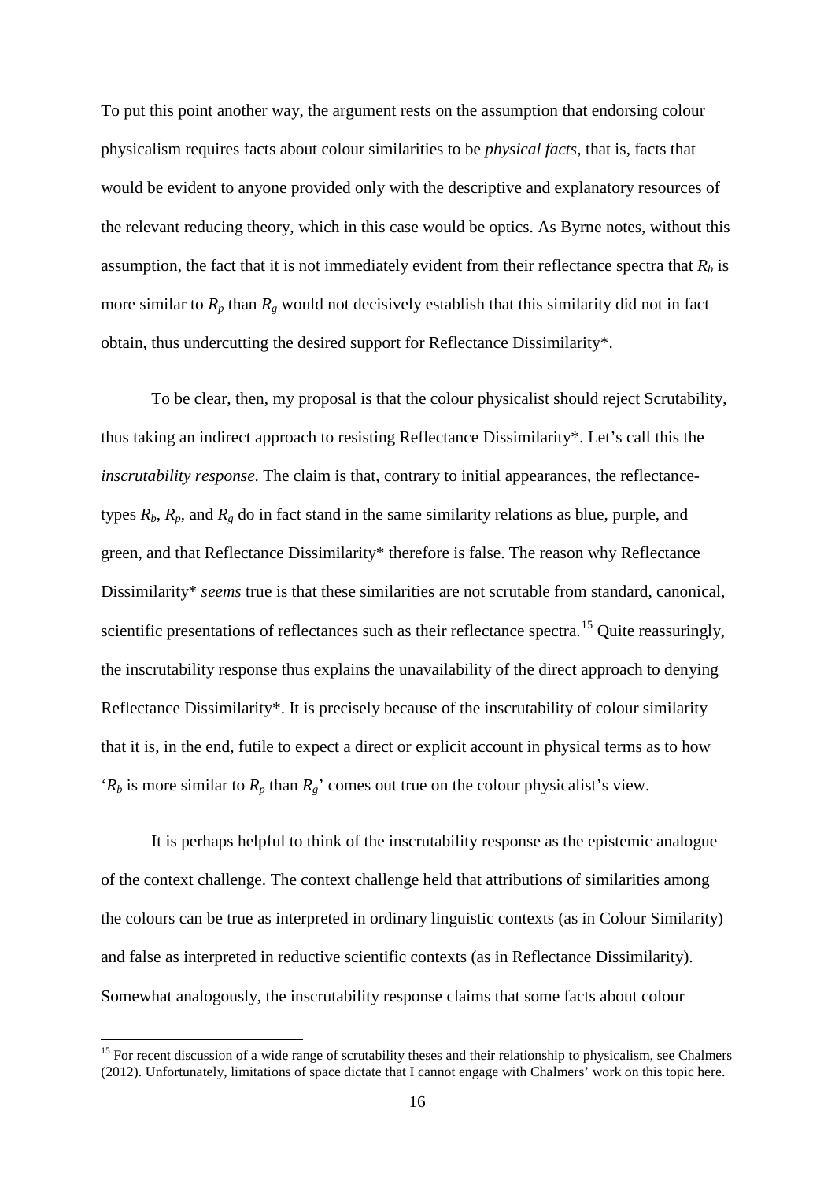To put this point another way, the argument rests on the assumption that endorsing colour physicalism requires facts about colour similarities to be *physical facts*, that is, facts that would be evident to anyone provided only with the descriptive and explanatory resources of the relevant reducing theory, which in this case would be optics. As Byrne notes, without this assumption, the fact that it is not immediately evident from their reflectance spectra that $R_b$ is more similar to $R_p$ than $R_g$ would not decisively establish that this similarity did not in fact obtain, thus undercutting the desired support for Reflectance Dissimilarity*.

To be clear, then, my proposal is that the colour physicalist should reject Scrutability, thus taking an indirect approach to resisting Reflectance Dissimilarity*. Let's call this the *inscrutability response*. The claim is that, contrary to initial appearances, the reflectance-types $R_b$, $R_p$, and $R_g$ do in fact stand in the same similarity relations as blue, purple, and green, and that Reflectance Dissimilarity* therefore is false. The reason why Reflectance Dissimilarity* *seems* true is that these similarities are not scrutable from standard, canonical, scientific presentations of reflectances such as their reflectance spectra.[15] Quite reassuringly, the inscrutability response thus explains the unavailability of the direct approach to denying Reflectance Dissimilarity*. It is precisely because of the inscrutability of colour similarity that it is, in the end, futile to expect a direct or explicit account in physical terms as to how '$R_b$ is more similar to $R_p$ than $R_g$' comes out true on the colour physicalist's view.

It is perhaps helpful to think of the inscrutability response as the epistemic analogue of the context challenge. The context challenge held that attributions of similarities among the colours can be true as interpreted in ordinary linguistic contexts (as in Colour Similarity) and false as interpreted in reductive scientific contexts (as in Reflectance Dissimilarity). Somewhat analogously, the inscrutability response claims that some facts about colour

[15] For recent discussion of a wide range of scrutability theses and their relationship to physicalism, see Chalmers (2012). Unfortunately, limitations of space dictate that I cannot engage with Chalmers' work on this topic here.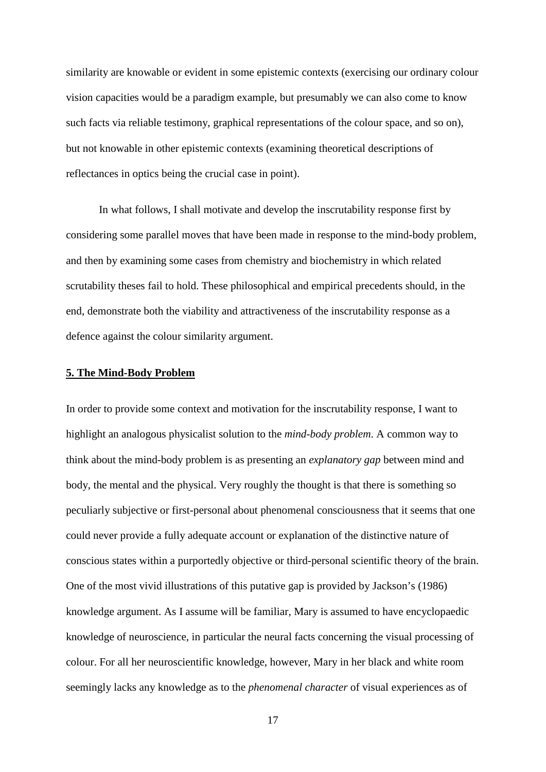similarity are knowable or evident in some epistemic contexts (exercising our ordinary colour vision capacities would be a paradigm example, but presumably we can also come to know such facts via reliable testimony, graphical representations of the colour space, and so on), but not knowable in other epistemic contexts (examining theoretical descriptions of reflectances in optics being the crucial case in point).

In what follows, I shall motivate and develop the inscrutability response first by considering some parallel moves that have been made in response to the mind-body problem, and then by examining some cases from chemistry and biochemistry in which related scrutability theses fail to hold. These philosophical and empirical precedents should, in the end, demonstrate both the viability and attractiveness of the inscrutability response as a defence against the colour similarity argument.

## 5. The Mind-Body Problem

In order to provide some context and motivation for the inscrutability response, I want to highlight an analogous physicalist solution to the *mind-body problem*. A common way to think about the mind-body problem is as presenting an *explanatory gap* between mind and body, the mental and the physical. Very roughly the thought is that there is something so peculiarly subjective or first-personal about phenomenal consciousness that it seems that one could never provide a fully adequate account or explanation of the distinctive nature of conscious states within a purportedly objective or third-personal scientific theory of the brain. One of the most vivid illustrations of this putative gap is provided by Jackson's (1986) knowledge argument. As I assume will be familiar, Mary is assumed to have encyclopaedic knowledge of neuroscience, in particular the neural facts concerning the visual processing of colour. For all her neuroscientific knowledge, however, Mary in her black and white room seemingly lacks any knowledge as to the *phenomenal character* of visual experiences as of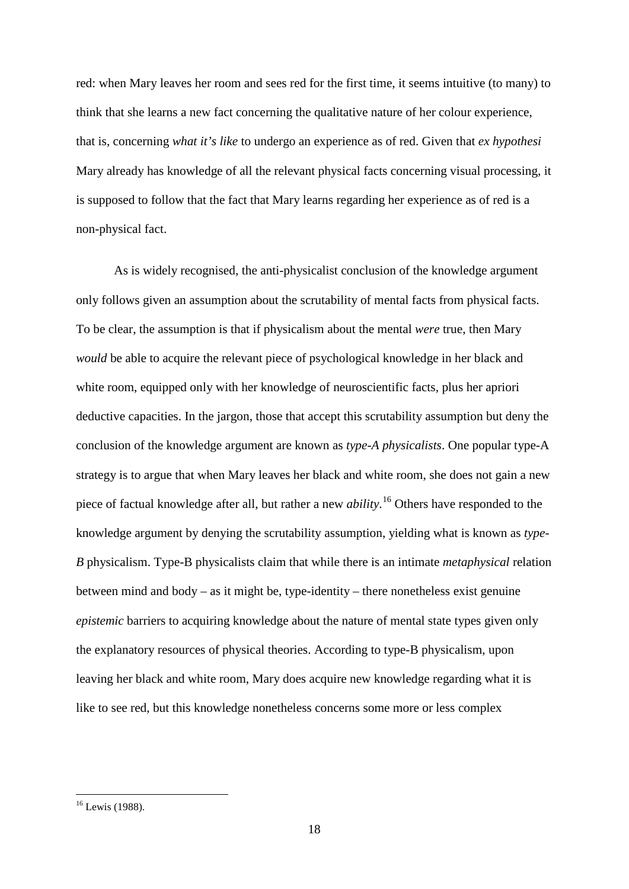red: when Mary leaves her room and sees red for the first time, it seems intuitive (to many) to think that she learns a new fact concerning the qualitative nature of her colour experience, that is, concerning *what it's like* to undergo an experience as of red. Given that *ex hypothesi* Mary already has knowledge of all the relevant physical facts concerning visual processing, it is supposed to follow that the fact that Mary learns regarding her experience as of red is a non-physical fact.

As is widely recognised, the anti-physicalist conclusion of the knowledge argument only follows given an assumption about the scrutability of mental facts from physical facts. To be clear, the assumption is that if physicalism about the mental *were* true, then Mary *would* be able to acquire the relevant piece of psychological knowledge in her black and white room, equipped only with her knowledge of neuroscientific facts, plus her apriori deductive capacities. In the jargon, those that accept this scrutability assumption but deny the conclusion of the knowledge argument are known as *type-A physicalists*. One popular type-A strategy is to argue that when Mary leaves her black and white room, she does not gain a new piece of factual knowledge after all, but rather a new *ability*.[16] Others have responded to the knowledge argument by denying the scrutability assumption, yielding what is known as *type-B* physicalism. Type-B physicalists claim that while there is an intimate *metaphysical* relation between mind and body – as it might be, type-identity – there nonetheless exist genuine *epistemic* barriers to acquiring knowledge about the nature of mental state types given only the explanatory resources of physical theories. According to type-B physicalism, upon leaving her black and white room, Mary does acquire new knowledge regarding what it is like to see red, but this knowledge nonetheless concerns some more or less complex

[16] Lewis (1988).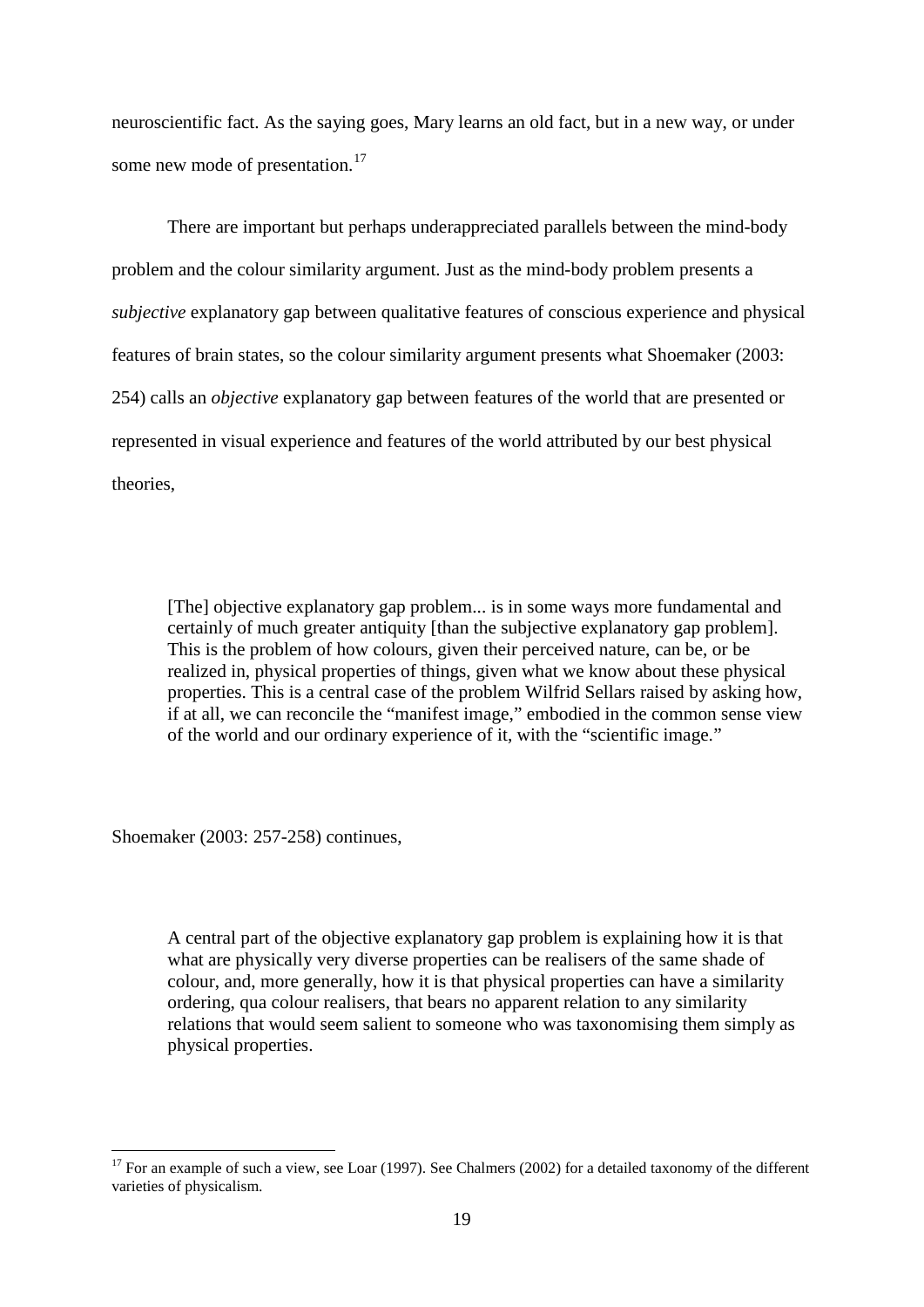neuroscientific fact. As the saying goes, Mary learns an old fact, but in a new way, or under some new mode of presentation.[17]

There are important but perhaps underappreciated parallels between the mind-body problem and the colour similarity argument. Just as the mind-body problem presents a *subjective* explanatory gap between qualitative features of conscious experience and physical features of brain states, so the colour similarity argument presents what Shoemaker (2003: 254) calls an *objective* explanatory gap between features of the world that are presented or represented in visual experience and features of the world attributed by our best physical theories,

> [The] objective explanatory gap problem... is in some ways more fundamental and certainly of much greater antiquity [than the subjective explanatory gap problem]. This is the problem of how colours, given their perceived nature, can be, or be realized in, physical properties of things, given what we know about these physical properties. This is a central case of the problem Wilfrid Sellars raised by asking how, if at all, we can reconcile the "manifest image," embodied in the common sense view of the world and our ordinary experience of it, with the "scientific image."

Shoemaker (2003: 257-258) continues,

> A central part of the objective explanatory gap problem is explaining how it is that what are physically very diverse properties can be realisers of the same shade of colour, and, more generally, how it is that physical properties can have a similarity ordering, qua colour realisers, that bears no apparent relation to any similarity relations that would seem salient to someone who was taxonomising them simply as physical properties.

[17] For an example of such a view, see Loar (1997). See Chalmers (2002) for a detailed taxonomy of the different varieties of physicalism.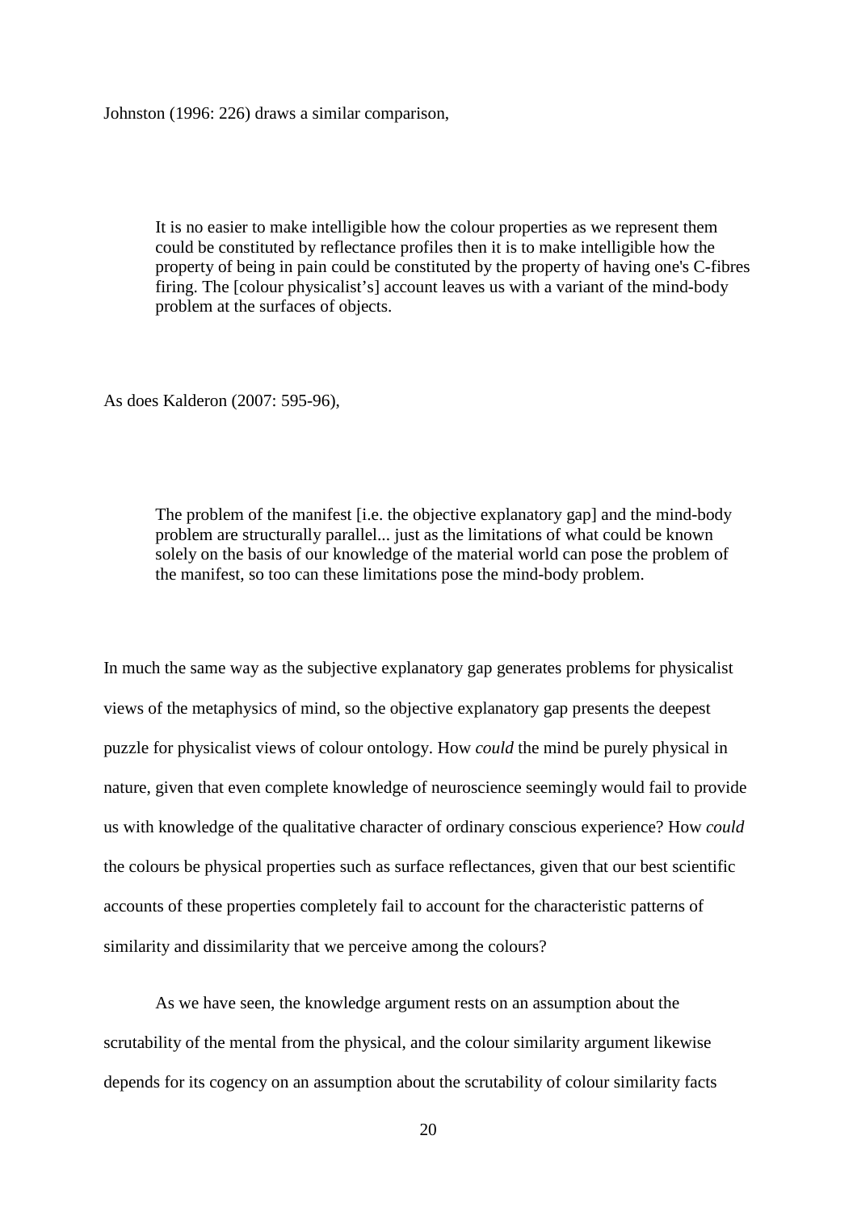Johnston (1996: 226) draws a similar comparison,

> It is no easier to make intelligible how the colour properties as we represent them could be constituted by reflectance profiles then it is to make intelligible how the property of being in pain could be constituted by the property of having one's C-fibres firing. The [colour physicalist's] account leaves us with a variant of the mind-body problem at the surfaces of objects.

As does Kalderon (2007: 595-96),

> The problem of the manifest [i.e. the objective explanatory gap] and the mind-body problem are structurally parallel... just as the limitations of what could be known solely on the basis of our knowledge of the material world can pose the problem of the manifest, so too can these limitations pose the mind-body problem.

In much the same way as the subjective explanatory gap generates problems for physicalist views of the metaphysics of mind, so the objective explanatory gap presents the deepest puzzle for physicalist views of colour ontology. How *could* the mind be purely physical in nature, given that even complete knowledge of neuroscience seemingly would fail to provide us with knowledge of the qualitative character of ordinary conscious experience? How *could* the colours be physical properties such as surface reflectances, given that our best scientific accounts of these properties completely fail to account for the characteristic patterns of similarity and dissimilarity that we perceive among the colours?

As we have seen, the knowledge argument rests on an assumption about the scrutability of the mental from the physical, and the colour similarity argument likewise depends for its cogency on an assumption about the scrutability of colour similarity facts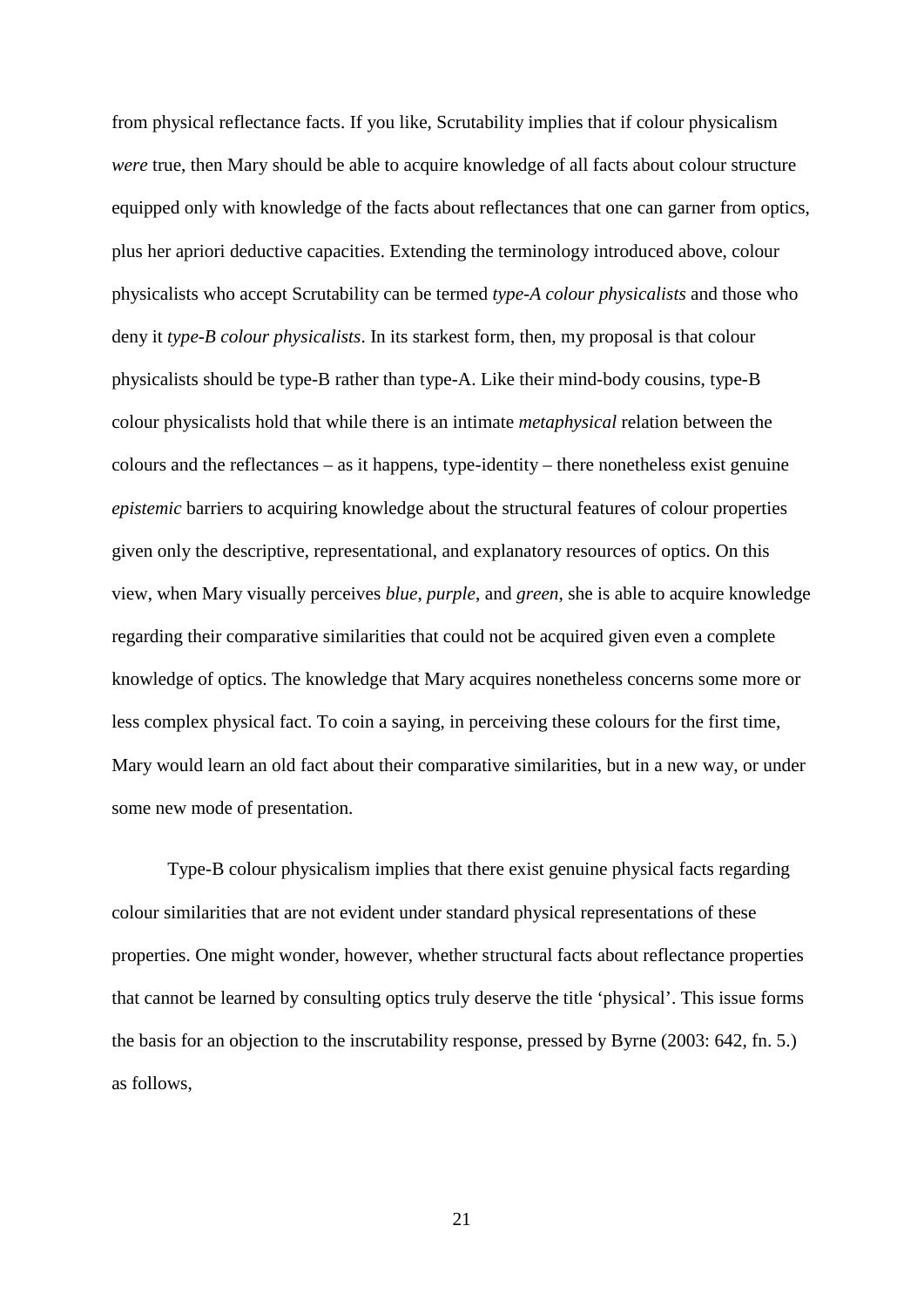from physical reflectance facts. If you like, Scrutability implies that if colour physicalism *were* true, then Mary should be able to acquire knowledge of all facts about colour structure equipped only with knowledge of the facts about reflectances that one can garner from optics, plus her apriori deductive capacities. Extending the terminology introduced above, colour physicalists who accept Scrutability can be termed *type-A colour physicalists* and those who deny it *type-B colour physicalists*. In its starkest form, then, my proposal is that colour physicalists should be type-B rather than type-A. Like their mind-body cousins, type-B colour physicalists hold that while there is an intimate *metaphysical* relation between the colours and the reflectances – as it happens, type-identity – there nonetheless exist genuine *epistemic* barriers to acquiring knowledge about the structural features of colour properties given only the descriptive, representational, and explanatory resources of optics. On this view, when Mary visually perceives *blue*, *purple*, and *green*, she is able to acquire knowledge regarding their comparative similarities that could not be acquired given even a complete knowledge of optics. The knowledge that Mary acquires nonetheless concerns some more or less complex physical fact. To coin a saying, in perceiving these colours for the first time, Mary would learn an old fact about their comparative similarities, but in a new way, or under some new mode of presentation.

Type-B colour physicalism implies that there exist genuine physical facts regarding colour similarities that are not evident under standard physical representations of these properties. One might wonder, however, whether structural facts about reflectance properties that cannot be learned by consulting optics truly deserve the title 'physical'. This issue forms the basis for an objection to the inscrutability response, pressed by Byrne (2003: 642, fn. 5.) as follows,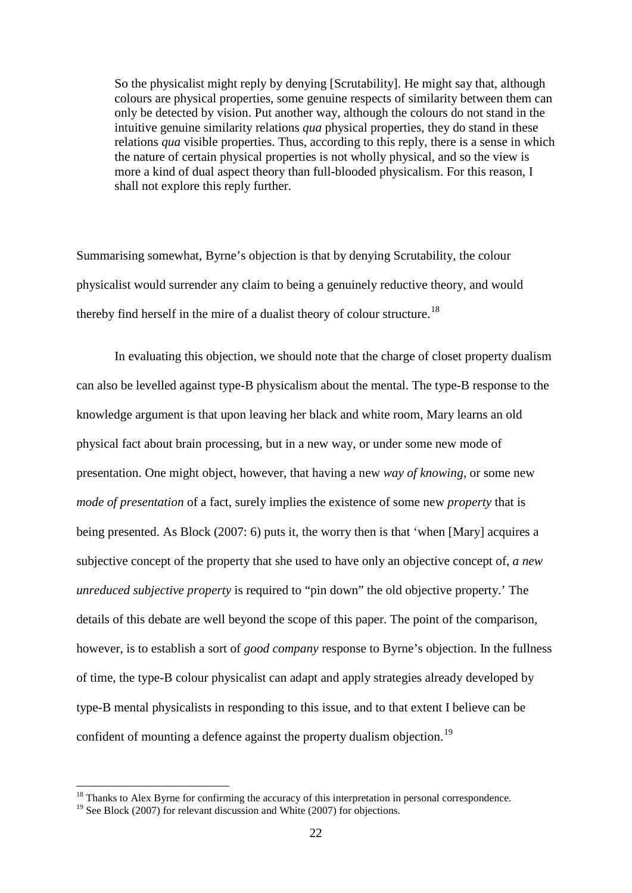> So the physicalist might reply by denying [Scrutability]. He might say that, although colours are physical properties, some genuine respects of similarity between them can only be detected by vision. Put another way, although the colours do not stand in the intuitive genuine similarity relations *qua* physical properties, they do stand in these relations *qua* visible properties. Thus, according to this reply, there is a sense in which the nature of certain physical properties is not wholly physical, and so the view is more a kind of dual aspect theory than full-blooded physicalism. For this reason, I shall not explore this reply further.

Summarising somewhat, Byrne's objection is that by denying Scrutability, the colour physicalist would surrender any claim to being a genuinely reductive theory, and would thereby find herself in the mire of a dualist theory of colour structure.[18]

In evaluating this objection, we should note that the charge of closet property dualism can also be levelled against type-B physicalism about the mental. The type-B response to the knowledge argument is that upon leaving her black and white room, Mary learns an old physical fact about brain processing, but in a new way, or under some new mode of presentation. One might object, however, that having a new *way of knowing*, or some new *mode of presentation* of a fact, surely implies the existence of some new *property* that is being presented. As Block (2007: 6) puts it, the worry then is that 'when [Mary] acquires a subjective concept of the property that she used to have only an objective concept of, *a new unreduced subjective property* is required to "pin down" the old objective property.' The details of this debate are well beyond the scope of this paper. The point of the comparison, however, is to establish a sort of *good company* response to Byrne's objection. In the fullness of time, the type-B colour physicalist can adapt and apply strategies already developed by type-B mental physicalists in responding to this issue, and to that extent I believe can be confident of mounting a defence against the property dualism objection.[19]

[18] Thanks to Alex Byrne for confirming the accuracy of this interpretation in personal correspondence.

[19] See Block (2007) for relevant discussion and White (2007) for objections.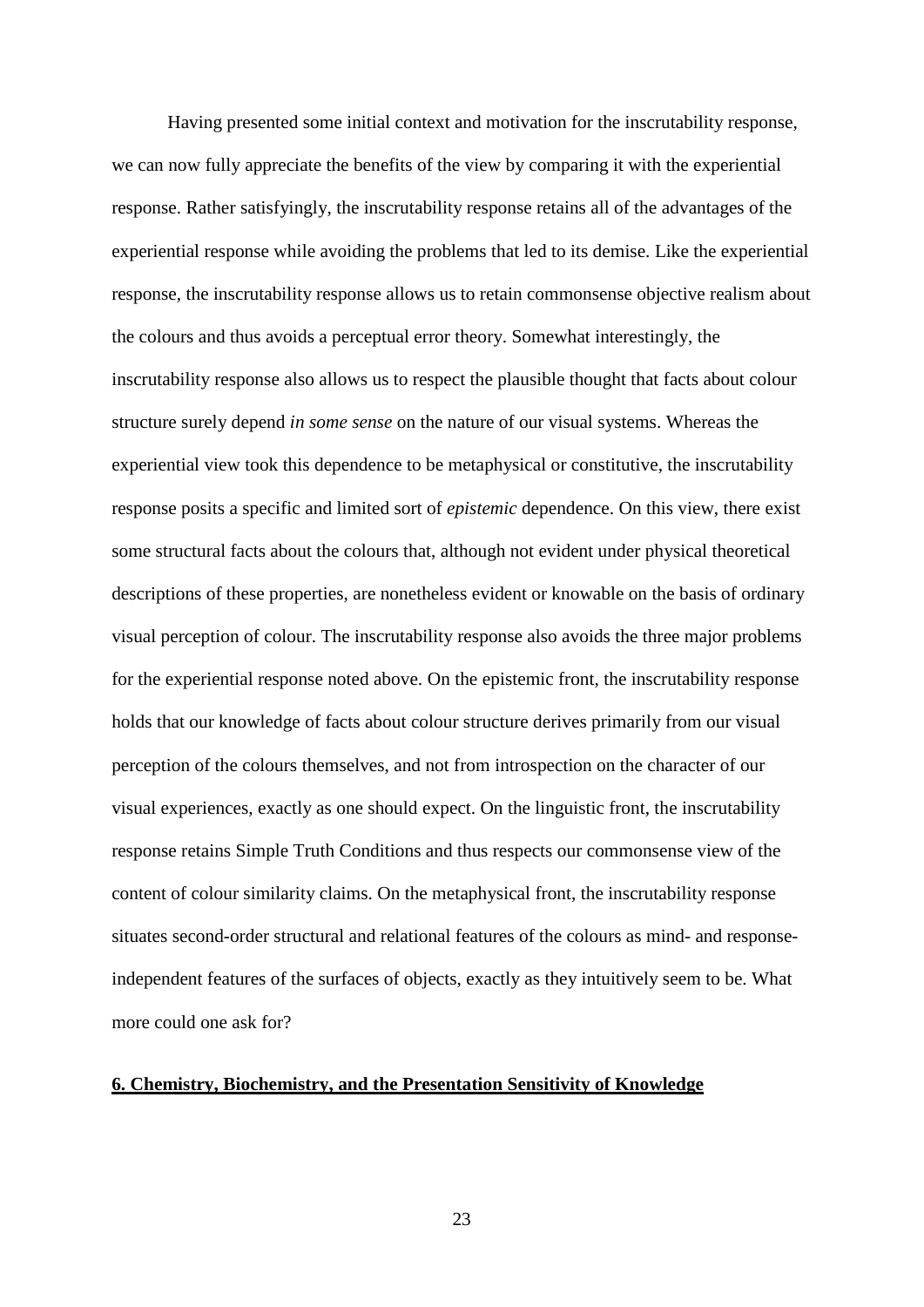Having presented some initial context and motivation for the inscrutability response, we can now fully appreciate the benefits of the view by comparing it with the experiential response. Rather satisfyingly, the inscrutability response retains all of the advantages of the experiential response while avoiding the problems that led to its demise. Like the experiential response, the inscrutability response allows us to retain commonsense objective realism about the colours and thus avoids a perceptual error theory. Somewhat interestingly, the inscrutability response also allows us to respect the plausible thought that facts about colour structure surely depend *in some sense* on the nature of our visual systems. Whereas the experiential view took this dependence to be metaphysical or constitutive, the inscrutability response posits a specific and limited sort of *epistemic* dependence. On this view, there exist some structural facts about the colours that, although not evident under physical theoretical descriptions of these properties, are nonetheless evident or knowable on the basis of ordinary visual perception of colour. The inscrutability response also avoids the three major problems for the experiential response noted above. On the epistemic front, the inscrutability response holds that our knowledge of facts about colour structure derives primarily from our visual perception of the colours themselves, and not from introspection on the character of our visual experiences, exactly as one should expect. On the linguistic front, the inscrutability response retains Simple Truth Conditions and thus respects our commonsense view of the content of colour similarity claims. On the metaphysical front, the inscrutability response situates second-order structural and relational features of the colours as mind- and response-independent features of the surfaces of objects, exactly as they intuitively seem to be. What more could one ask for?

## 6. Chemistry, Biochemistry, and the Presentation Sensitivity of Knowledge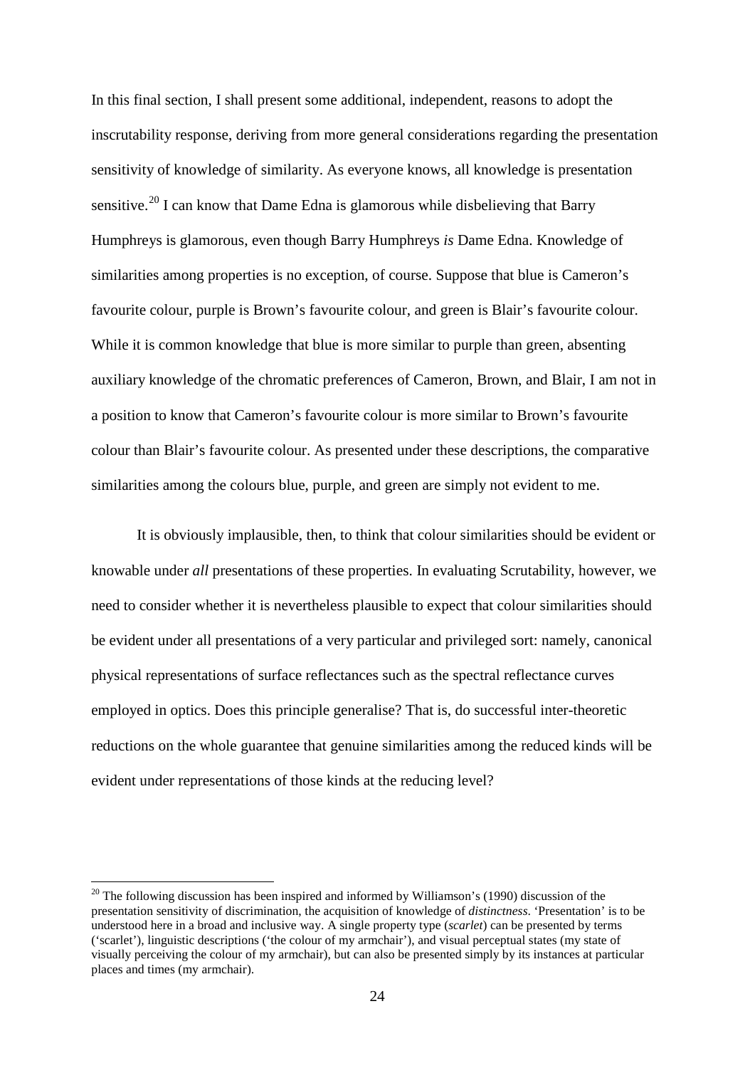In this final section, I shall present some additional, independent, reasons to adopt the inscrutability response, deriving from more general considerations regarding the presentation sensitivity of knowledge of similarity. As everyone knows, all knowledge is presentation sensitive.[20] I can know that Dame Edna is glamorous while disbelieving that Barry Humphreys is glamorous, even though Barry Humphreys *is* Dame Edna. Knowledge of similarities among properties is no exception, of course. Suppose that blue is Cameron's favourite colour, purple is Brown's favourite colour, and green is Blair's favourite colour. While it is common knowledge that blue is more similar to purple than green, absenting auxiliary knowledge of the chromatic preferences of Cameron, Brown, and Blair, I am not in a position to know that Cameron's favourite colour is more similar to Brown's favourite colour than Blair's favourite colour. As presented under these descriptions, the comparative similarities among the colours blue, purple, and green are simply not evident to me.

It is obviously implausible, then, to think that colour similarities should be evident or knowable under *all* presentations of these properties. In evaluating Scrutability, however, we need to consider whether it is nevertheless plausible to expect that colour similarities should be evident under all presentations of a very particular and privileged sort: namely, canonical physical representations of surface reflectances such as the spectral reflectance curves employed in optics. Does this principle generalise? That is, do successful inter-theoretic reductions on the whole guarantee that genuine similarities among the reduced kinds will be evident under representations of those kinds at the reducing level?

[20] The following discussion has been inspired and informed by Williamson's (1990) discussion of the presentation sensitivity of discrimination, the acquisition of knowledge of *distinctness*. 'Presentation' is to be understood here in a broad and inclusive way. A single property type (*scarlet*) can be presented by terms ('scarlet'), linguistic descriptions ('the colour of my armchair'), and visual perceptual states (my state of visually perceiving the colour of my armchair), but can also be presented simply by its instances at particular places and times (my armchair).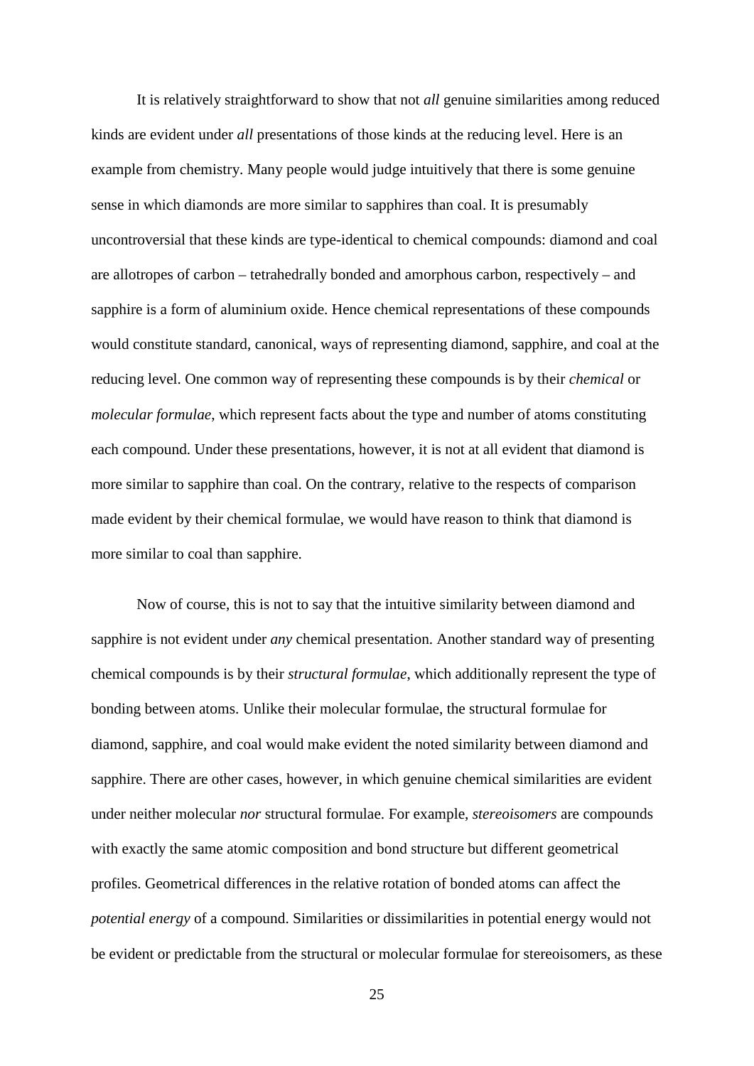It is relatively straightforward to show that not *all* genuine similarities among reduced kinds are evident under *all* presentations of those kinds at the reducing level. Here is an example from chemistry. Many people would judge intuitively that there is some genuine sense in which diamonds are more similar to sapphires than coal. It is presumably uncontroversial that these kinds are type-identical to chemical compounds: diamond and coal are allotropes of carbon – tetrahedrally bonded and amorphous carbon, respectively – and sapphire is a form of aluminium oxide. Hence chemical representations of these compounds would constitute standard, canonical, ways of representing diamond, sapphire, and coal at the reducing level. One common way of representing these compounds is by their *chemical* or *molecular formulae*, which represent facts about the type and number of atoms constituting each compound. Under these presentations, however, it is not at all evident that diamond is more similar to sapphire than coal. On the contrary, relative to the respects of comparison made evident by their chemical formulae, we would have reason to think that diamond is more similar to coal than sapphire.

Now of course, this is not to say that the intuitive similarity between diamond and sapphire is not evident under *any* chemical presentation. Another standard way of presenting chemical compounds is by their *structural formulae*, which additionally represent the type of bonding between atoms. Unlike their molecular formulae, the structural formulae for diamond, sapphire, and coal would make evident the noted similarity between diamond and sapphire. There are other cases, however, in which genuine chemical similarities are evident under neither molecular *nor* structural formulae. For example, *stereoisomers* are compounds with exactly the same atomic composition and bond structure but different geometrical profiles. Geometrical differences in the relative rotation of bonded atoms can affect the *potential energy* of a compound. Similarities or dissimilarities in potential energy would not be evident or predictable from the structural or molecular formulae for stereoisomers, as these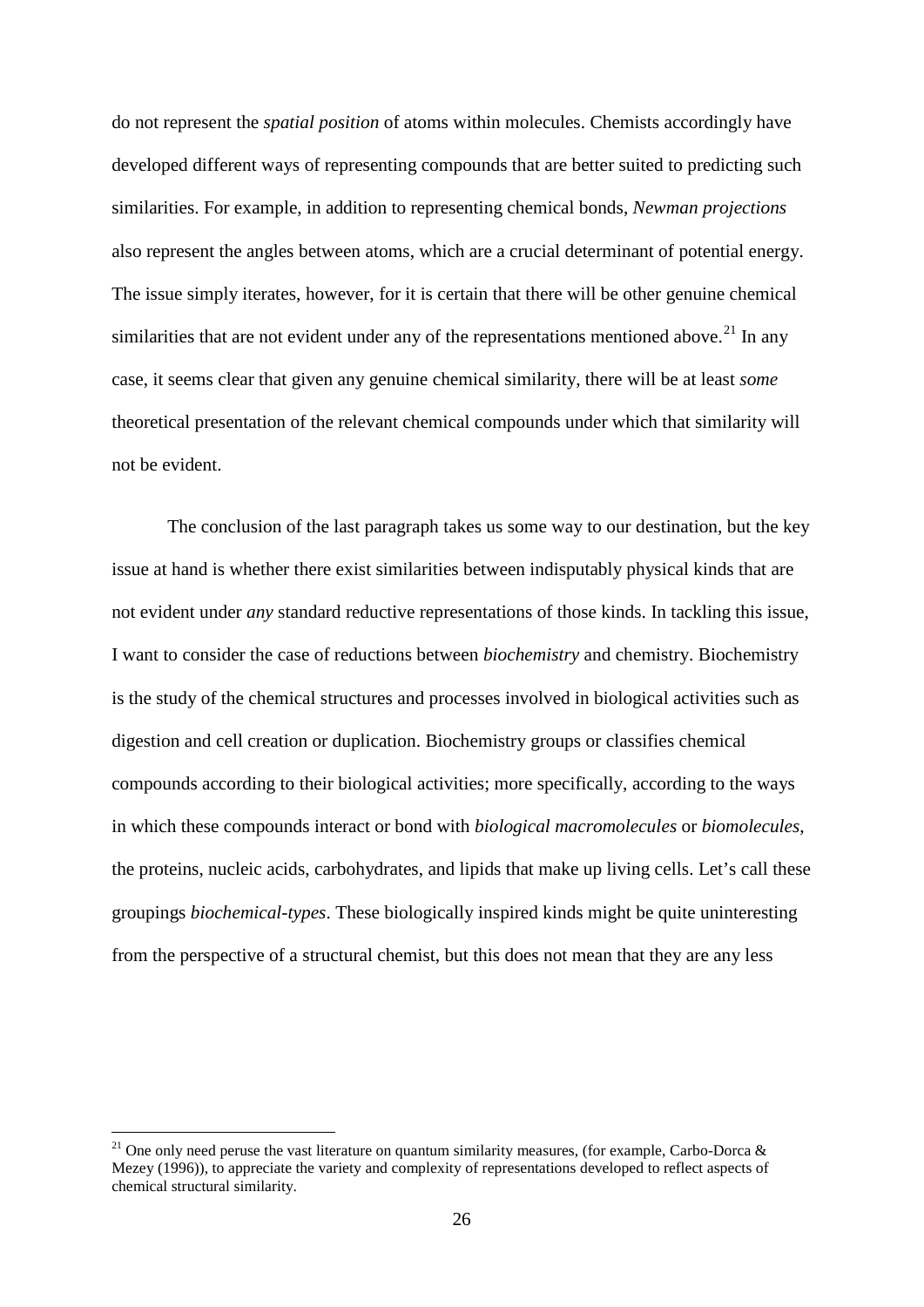do not represent the *spatial position* of atoms within molecules. Chemists accordingly have developed different ways of representing compounds that are better suited to predicting such similarities. For example, in addition to representing chemical bonds, *Newman projections* also represent the angles between atoms, which are a crucial determinant of potential energy. The issue simply iterates, however, for it is certain that there will be other genuine chemical similarities that are not evident under any of the representations mentioned above.[21] In any case, it seems clear that given any genuine chemical similarity, there will be at least *some* theoretical presentation of the relevant chemical compounds under which that similarity will not be evident.

The conclusion of the last paragraph takes us some way to our destination, but the key issue at hand is whether there exist similarities between indisputably physical kinds that are not evident under *any* standard reductive representations of those kinds. In tackling this issue, I want to consider the case of reductions between *biochemistry* and chemistry. Biochemistry is the study of the chemical structures and processes involved in biological activities such as digestion and cell creation or duplication. Biochemistry groups or classifies chemical compounds according to their biological activities; more specifically, according to the ways in which these compounds interact or bond with *biological macromolecules* or *biomolecules*, the proteins, nucleic acids, carbohydrates, and lipids that make up living cells. Let's call these groupings *biochemical-types*. These biologically inspired kinds might be quite uninteresting from the perspective of a structural chemist, but this does not mean that they are any less

[21] One only need peruse the vast literature on quantum similarity measures, (for example, Carbo-Dorca & Mezey (1996)), to appreciate the variety and complexity of representations developed to reflect aspects of chemical structural similarity.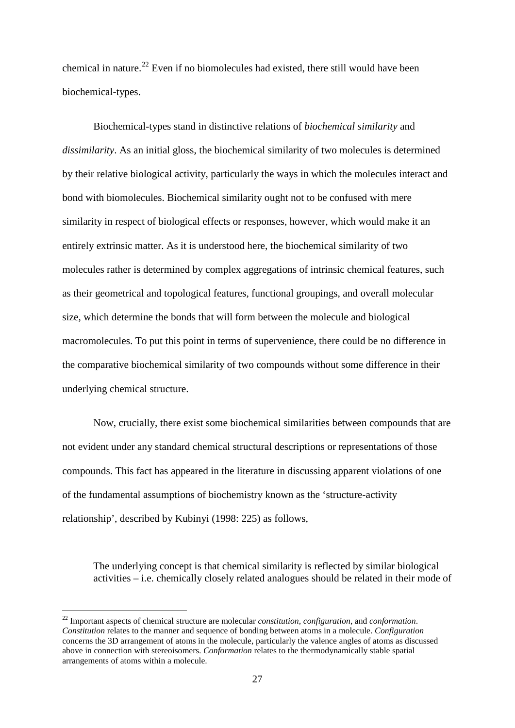chemical in nature.[22] Even if no biomolecules had existed, there still would have been biochemical-types.

Biochemical-types stand in distinctive relations of *biochemical similarity* and *dissimilarity*. As an initial gloss, the biochemical similarity of two molecules is determined by their relative biological activity, particularly the ways in which the molecules interact and bond with biomolecules. Biochemical similarity ought not to be confused with mere similarity in respect of biological effects or responses, however, which would make it an entirely extrinsic matter. As it is understood here, the biochemical similarity of two molecules rather is determined by complex aggregations of intrinsic chemical features, such as their geometrical and topological features, functional groupings, and overall molecular size, which determine the bonds that will form between the molecule and biological macromolecules. To put this point in terms of supervenience, there could be no difference in the comparative biochemical similarity of two compounds without some difference in their underlying chemical structure.

Now, crucially, there exist some biochemical similarities between compounds that are not evident under any standard chemical structural descriptions or representations of those compounds. This fact has appeared in the literature in discussing apparent violations of one of the fundamental assumptions of biochemistry known as the 'structure-activity relationship', described by Kubinyi (1998: 225) as follows,

> The underlying concept is that chemical similarity is reflected by similar biological activities – i.e. chemically closely related analogues should be related in their mode of

---

[22] Important aspects of chemical structure are molecular *constitution*, *configuration*, and *conformation*. *Constitution* relates to the manner and sequence of bonding between atoms in a molecule. *Configuration* concerns the 3D arrangement of atoms in the molecule, particularly the valence angles of atoms as discussed above in connection with stereoisomers. *Conformation* relates to the thermodynamically stable spatial arrangements of atoms within a molecule.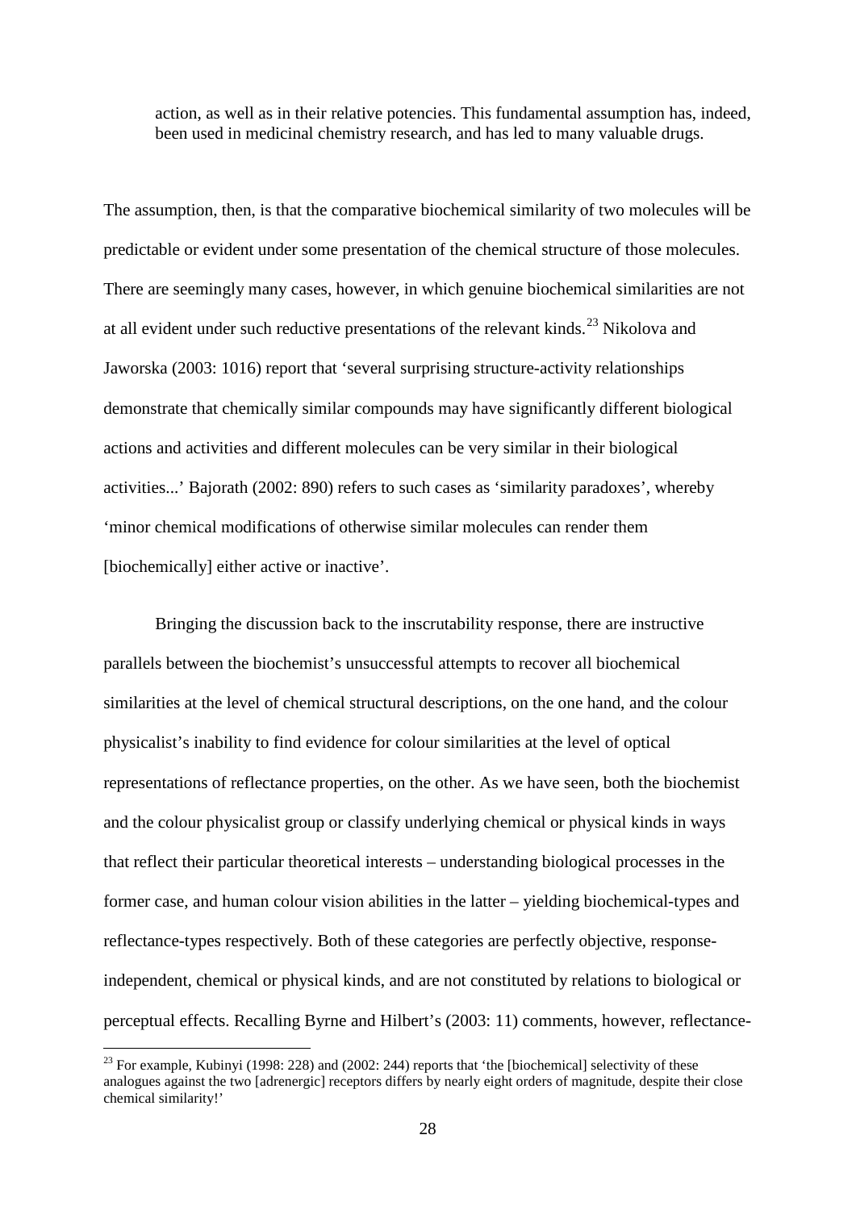> action, as well as in their relative potencies. This fundamental assumption has, indeed, been used in medicinal chemistry research, and has led to many valuable drugs.

The assumption, then, is that the comparative biochemical similarity of two molecules will be predictable or evident under some presentation of the chemical structure of those molecules. There are seemingly many cases, however, in which genuine biochemical similarities are not at all evident under such reductive presentations of the relevant kinds.[23] Nikolova and Jaworska (2003: 1016) report that 'several surprising structure-activity relationships demonstrate that chemically similar compounds may have significantly different biological actions and activities and different molecules can be very similar in their biological activities...' Bajorath (2002: 890) refers to such cases as 'similarity paradoxes', whereby 'minor chemical modifications of otherwise similar molecules can render them [biochemically] either active or inactive'.

Bringing the discussion back to the inscrutability response, there are instructive parallels between the biochemist's unsuccessful attempts to recover all biochemical similarities at the level of chemical structural descriptions, on the one hand, and the colour physicalist's inability to find evidence for colour similarities at the level of optical representations of reflectance properties, on the other. As we have seen, both the biochemist and the colour physicalist group or classify underlying chemical or physical kinds in ways that reflect their particular theoretical interests – understanding biological processes in the former case, and human colour vision abilities in the latter – yielding biochemical-types and reflectance-types respectively. Both of these categories are perfectly objective, response-independent, chemical or physical kinds, and are not constituted by relations to biological or perceptual effects. Recalling Byrne and Hilbert's (2003: 11) comments, however, reflectance-

[23] For example, Kubinyi (1998: 228) and (2002: 244) reports that 'the [biochemical] selectivity of these analogues against the two [adrenergic] receptors differs by nearly eight orders of magnitude, despite their close chemical similarity!'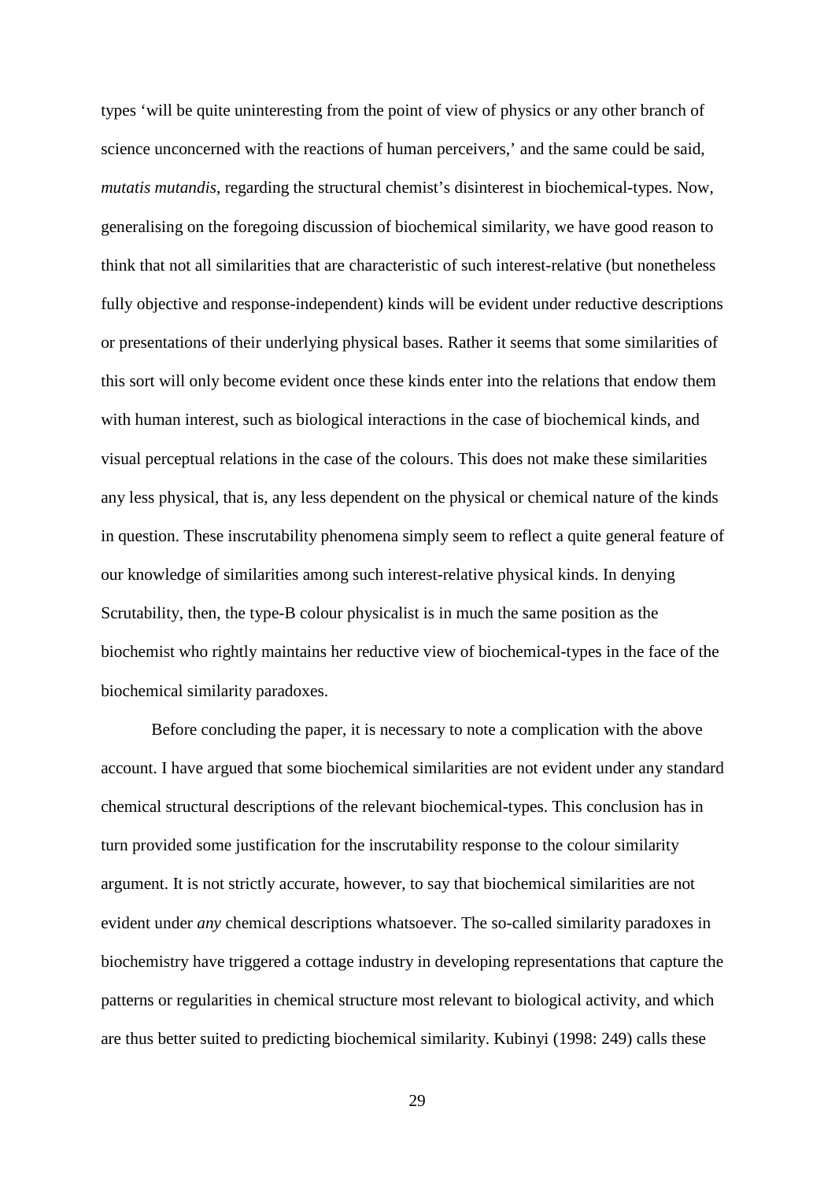types 'will be quite uninteresting from the point of view of physics or any other branch of science unconcerned with the reactions of human perceivers,' and the same could be said, *mutatis mutandis*, regarding the structural chemist's disinterest in biochemical-types. Now, generalising on the foregoing discussion of biochemical similarity, we have good reason to think that not all similarities that are characteristic of such interest-relative (but nonetheless fully objective and response-independent) kinds will be evident under reductive descriptions or presentations of their underlying physical bases. Rather it seems that some similarities of this sort will only become evident once these kinds enter into the relations that endow them with human interest, such as biological interactions in the case of biochemical kinds, and visual perceptual relations in the case of the colours. This does not make these similarities any less physical, that is, any less dependent on the physical or chemical nature of the kinds in question. These inscrutability phenomena simply seem to reflect a quite general feature of our knowledge of similarities among such interest-relative physical kinds. In denying Scrutability, then, the type-B colour physicalist is in much the same position as the biochemist who rightly maintains her reductive view of biochemical-types in the face of the biochemical similarity paradoxes.

Before concluding the paper, it is necessary to note a complication with the above account. I have argued that some biochemical similarities are not evident under any standard chemical structural descriptions of the relevant biochemical-types. This conclusion has in turn provided some justification for the inscrutability response to the colour similarity argument. It is not strictly accurate, however, to say that biochemical similarities are not evident under *any* chemical descriptions whatsoever. The so-called similarity paradoxes in biochemistry have triggered a cottage industry in developing representations that capture the patterns or regularities in chemical structure most relevant to biological activity, and which are thus better suited to predicting biochemical similarity. Kubinyi (1998: 249) calls these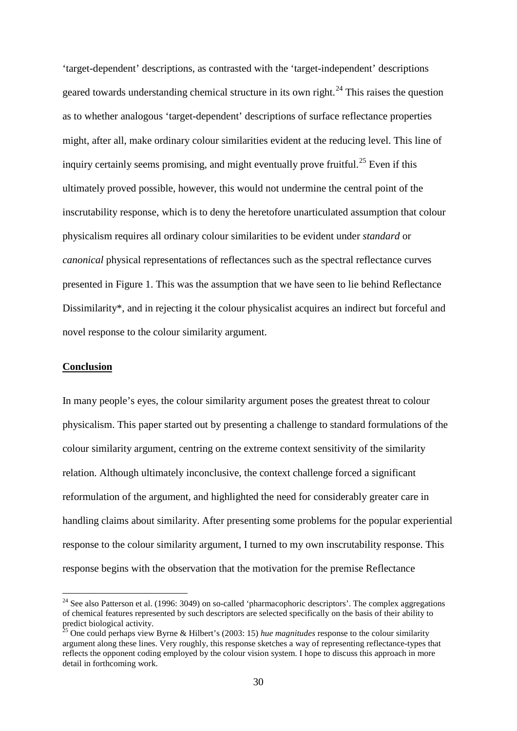'target-dependent' descriptions, as contrasted with the 'target-independent' descriptions geared towards understanding chemical structure in its own right.[24] This raises the question as to whether analogous 'target-dependent' descriptions of surface reflectance properties might, after all, make ordinary colour similarities evident at the reducing level. This line of inquiry certainly seems promising, and might eventually prove fruitful.[25] Even if this ultimately proved possible, however, this would not undermine the central point of the inscrutability response, which is to deny the heretofore unarticulated assumption that colour physicalism requires all ordinary colour similarities to be evident under *standard* or *canonical* physical representations of reflectances such as the spectral reflectance curves presented in Figure 1. This was the assumption that we have seen to lie behind Reflectance Dissimilarity*, and in rejecting it the colour physicalist acquires an indirect but forceful and novel response to the colour similarity argument.

## Conclusion

In many people's eyes, the colour similarity argument poses the greatest threat to colour physicalism. This paper started out by presenting a challenge to standard formulations of the colour similarity argument, centring on the extreme context sensitivity of the similarity relation. Although ultimately inconclusive, the context challenge forced a significant reformulation of the argument, and highlighted the need for considerably greater care in handling claims about similarity. After presenting some problems for the popular experiential response to the colour similarity argument, I turned to my own inscrutability response. This response begins with the observation that the motivation for the premise Reflectance

---

[24] See also Patterson et al. (1996: 3049) on so-called 'pharmacophoric descriptors'. The complex aggregations of chemical features represented by such descriptors are selected specifically on the basis of their ability to predict biological activity.

[25] One could perhaps view Byrne & Hilbert's (2003: 15) *hue magnitudes* response to the colour similarity argument along these lines. Very roughly, this response sketches a way of representing reflectance-types that reflects the opponent coding employed by the colour vision system. I hope to discuss this approach in more detail in forthcoming work.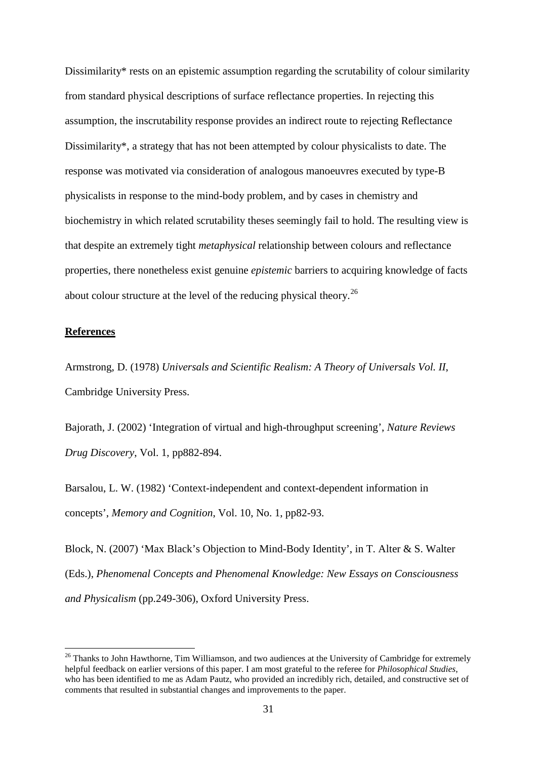Dissimilarity* rests on an epistemic assumption regarding the scrutability of colour similarity from standard physical descriptions of surface reflectance properties. In rejecting this assumption, the inscrutability response provides an indirect route to rejecting Reflectance Dissimilarity*, a strategy that has not been attempted by colour physicalists to date. The response was motivated via consideration of analogous manoeuvres executed by type-B physicalists in response to the mind-body problem, and by cases in chemistry and biochemistry in which related scrutability theses seemingly fail to hold. The resulting view is that despite an extremely tight *metaphysical* relationship between colours and reflectance properties, there nonetheless exist genuine *epistemic* barriers to acquiring knowledge of facts about colour structure at the level of the reducing physical theory.[26]

## References

Armstrong, D. (1978) *Universals and Scientific Realism: A Theory of Universals Vol. II*, Cambridge University Press.

Bajorath, J. (2002) 'Integration of virtual and high-throughput screening', *Nature Reviews Drug Discovery*, Vol. 1, pp882-894.

Barsalou, L. W. (1982) 'Context-independent and context-dependent information in concepts', *Memory and Cognition*, Vol. 10, No. 1, pp82-93.

Block, N. (2007) 'Max Black's Objection to Mind-Body Identity', in T. Alter & S. Walter (Eds.), *Phenomenal Concepts and Phenomenal Knowledge: New Essays on Consciousness and Physicalism* (pp.249-306), Oxford University Press.

[26] Thanks to John Hawthorne, Tim Williamson, and two audiences at the University of Cambridge for extremely helpful feedback on earlier versions of this paper. I am most grateful to the referee for *Philosophical Studies*, who has been identified to me as Adam Pautz, who provided an incredibly rich, detailed, and constructive set of comments that resulted in substantial changes and improvements to the paper.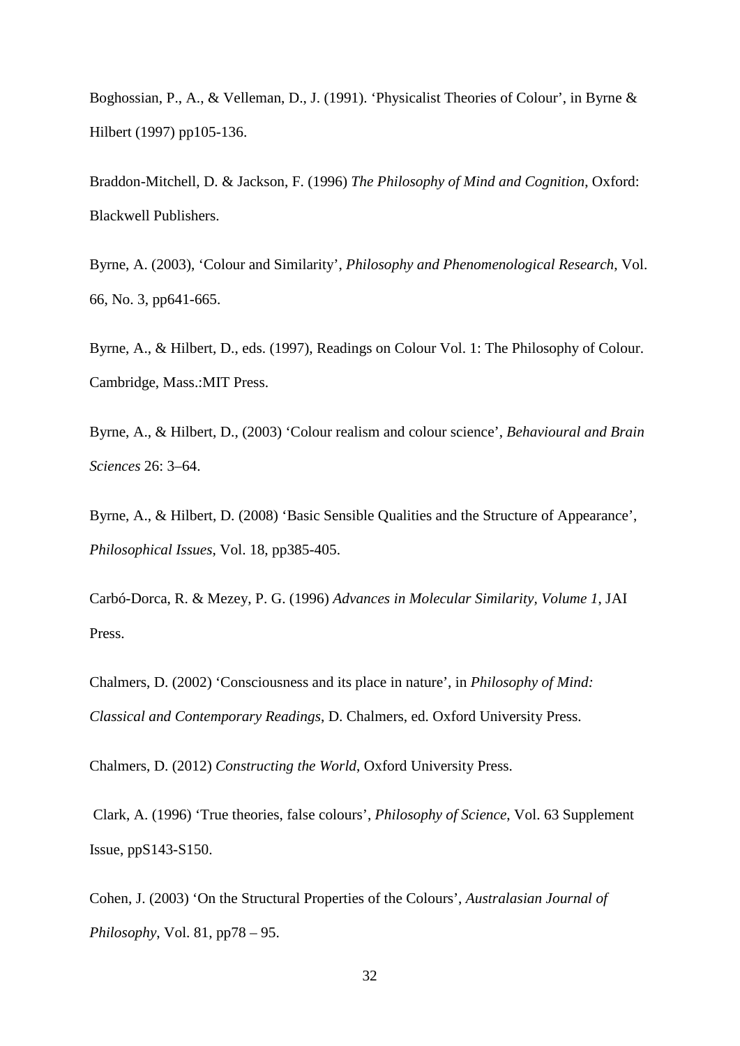Boghossian, P., A., & Velleman, D., J. (1991). 'Physicalist Theories of Colour', in Byrne & Hilbert (1997) pp105-136.

Braddon-Mitchell, D. & Jackson, F. (1996) *The Philosophy of Mind and Cognition*, Oxford: Blackwell Publishers.

Byrne, A. (2003), 'Colour and Similarity', *Philosophy and Phenomenological Research*, Vol. 66, No. 3, pp641-665.

Byrne, A., & Hilbert, D., eds. (1997), Readings on Colour Vol. 1: The Philosophy of Colour. Cambridge, Mass.:MIT Press.

Byrne, A., & Hilbert, D., (2003) 'Colour realism and colour science', *Behavioural and Brain Sciences* 26: 3–64.

Byrne, A., & Hilbert, D. (2008) 'Basic Sensible Qualities and the Structure of Appearance', *Philosophical Issues*, Vol. 18, pp385-405.

Carbó-Dorca, R. & Mezey, P. G. (1996) *Advances in Molecular Similarity, Volume 1*, JAI Press.

Chalmers, D. (2002) 'Consciousness and its place in nature', in *Philosophy of Mind: Classical and Contemporary Readings*, D. Chalmers, ed. Oxford University Press.

Chalmers, D. (2012) *Constructing the World*, Oxford University Press.

Clark, A. (1996) 'True theories, false colours', *Philosophy of Science*, Vol. 63 Supplement Issue, ppS143-S150.

Cohen, J. (2003) 'On the Structural Properties of the Colours', *Australasian Journal of Philosophy*, Vol. 81, pp78 – 95.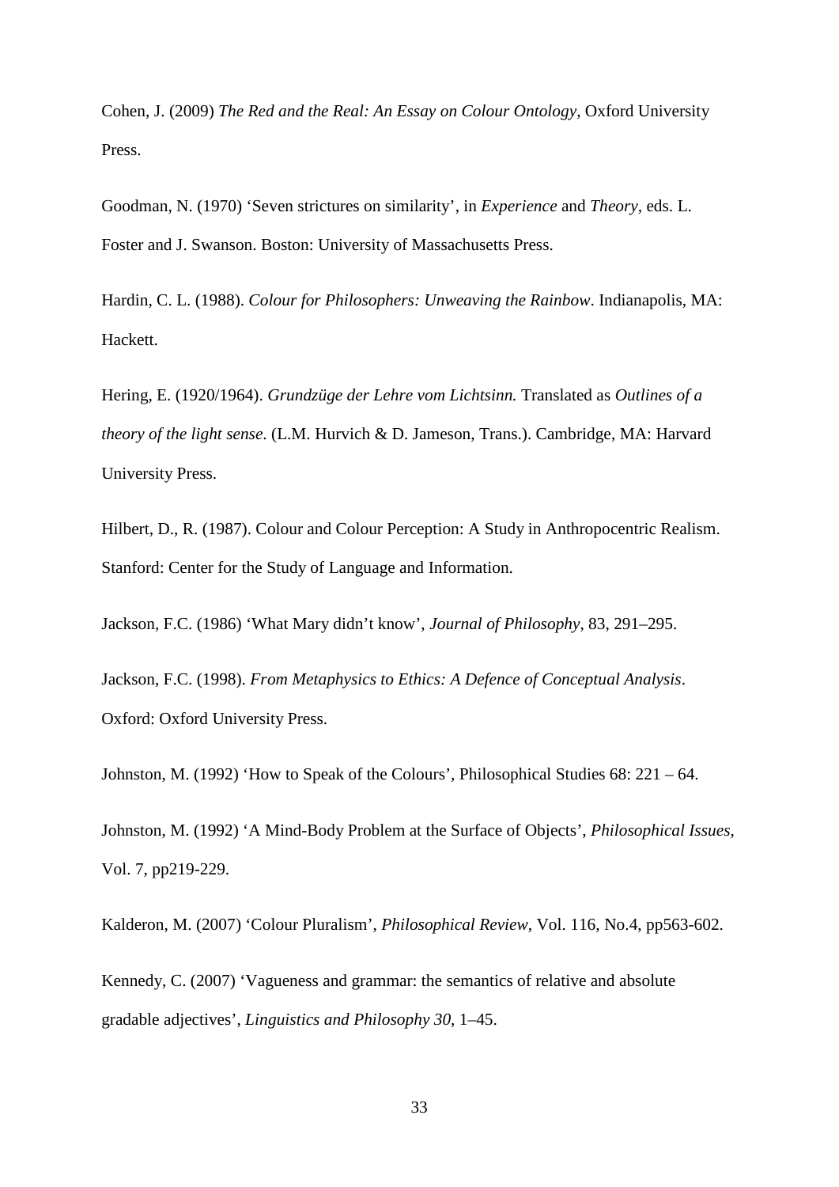Cohen, J. (2009) *The Red and the Real: An Essay on Colour Ontology*, Oxford University Press.

Goodman, N. (1970) 'Seven strictures on similarity', in *Experience* and *Theory*, eds. L. Foster and J. Swanson. Boston: University of Massachusetts Press.

Hardin, C. L. (1988). *Colour for Philosophers: Unweaving the Rainbow*. Indianapolis, MA: Hackett.

Hering, E. (1920/1964). *Grundzüge der Lehre vom Lichtsinn.* Translated as *Outlines of a theory of the light sense*. (L.M. Hurvich & D. Jameson, Trans.). Cambridge, MA: Harvard University Press.

Hilbert, D., R. (1987). Colour and Colour Perception: A Study in Anthropocentric Realism. Stanford: Center for the Study of Language and Information.

Jackson, F.C. (1986) 'What Mary didn't know', *Journal of Philosophy*, 83, 291–295.

Jackson, F.C. (1998). *From Metaphysics to Ethics: A Defence of Conceptual Analysis*. Oxford: Oxford University Press.

Johnston, M. (1992) 'How to Speak of the Colours', Philosophical Studies 68: 221 – 64.

Johnston, M. (1992) 'A Mind-Body Problem at the Surface of Objects', *Philosophical Issues*, Vol. 7, pp219-229.

Kalderon, M. (2007) 'Colour Pluralism', *Philosophical Review*, Vol. 116, No.4, pp563-602.

Kennedy, C. (2007) 'Vagueness and grammar: the semantics of relative and absolute gradable adjectives', *Linguistics and Philosophy 30*, 1–45.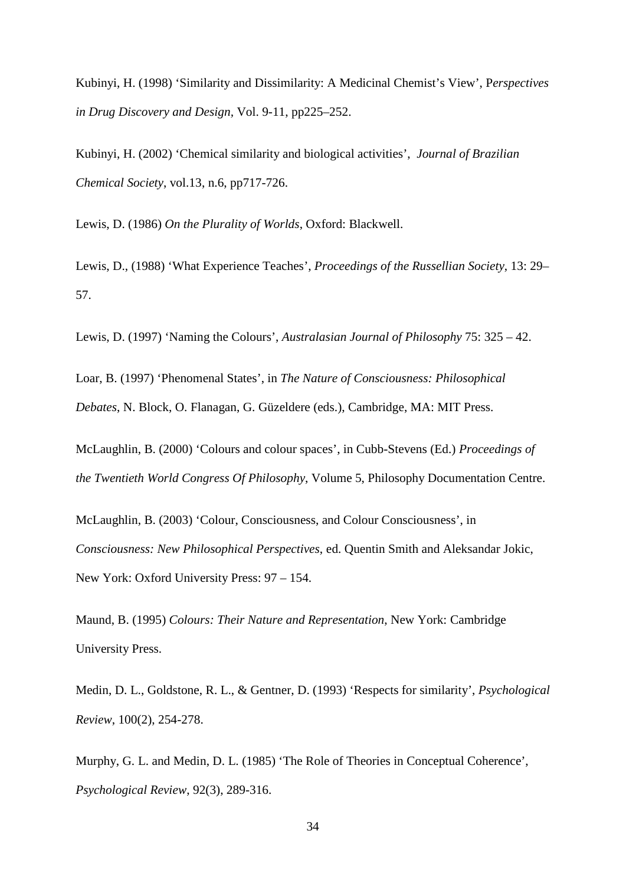Kubinyi, H. (1998) ‘Similarity and Dissimilarity: A Medicinal Chemist’s View’, P*erspectives in Drug Discovery and Design*, Vol. 9-11, pp225–252.

Kubinyi, H. (2002) ‘Chemical similarity and biological activities’, *Journal of Brazilian Chemical Society*, vol.13, n.6, pp717-726.

Lewis, D. (1986) *On the Plurality of Worlds*, Oxford: Blackwell.

Lewis, D., (1988) ‘What Experience Teaches’, *Proceedings of the Russellian Society*, 13: 29–57.

Lewis, D. (1997) ‘Naming the Colours’, *Australasian Journal of Philosophy* 75: 325 – 42.

Loar, B. (1997) ‘Phenomenal States’, in *The Nature of Consciousness: Philosophical Debates*, N. Block, O. Flanagan, G. Güzeldere (eds.), Cambridge, MA: MIT Press.

McLaughlin, B. (2000) ‘Colours and colour spaces’, in Cubb-Stevens (Ed.) *Proceedings of the Twentieth World Congress Of Philosophy*, Volume 5, Philosophy Documentation Centre.

McLaughlin, B. (2003) ‘Colour, Consciousness, and Colour Consciousness’, in *Consciousness: New Philosophical Perspectives*, ed. Quentin Smith and Aleksandar Jokic, New York: Oxford University Press: 97 – 154.

Maund, B. (1995) *Colours: Their Nature and Representation*, New York: Cambridge University Press.

Medin, D. L., Goldstone, R. L., & Gentner, D. (1993) ‘Respects for similarity’, *Psychological Review*, 100(2), 254-278.

Murphy, G. L. and Medin, D. L. (1985) ‘The Role of Theories in Conceptual Coherence’, *Psychological Review*, 92(3), 289-316.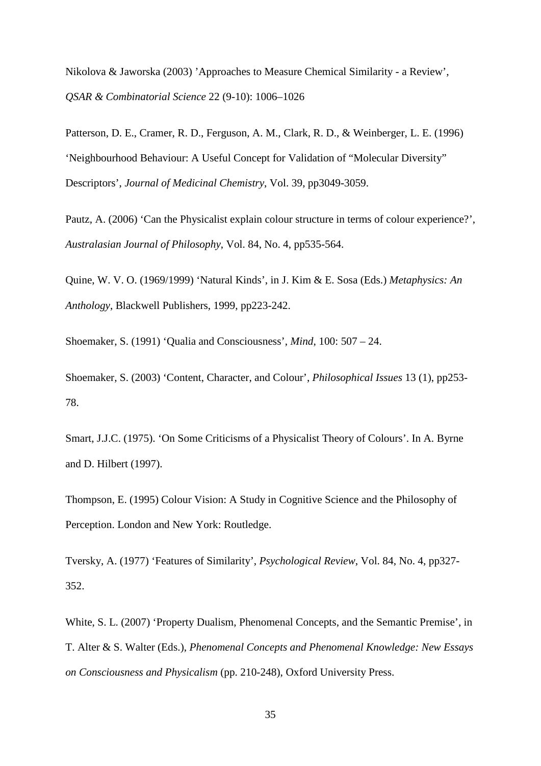Nikolova & Jaworska (2003) ’Approaches to Measure Chemical Similarity - a Review’, *QSAR & Combinatorial Science* 22 (9-10): 1006–1026

Patterson, D. E., Cramer, R. D., Ferguson, A. M., Clark, R. D., & Weinberger, L. E. (1996) ‘Neighbourhood Behaviour: A Useful Concept for Validation of “Molecular Diversity” Descriptors’, *Journal of Medicinal Chemistry*, Vol. 39, pp3049-3059.

Pautz, A. (2006) ‘Can the Physicalist explain colour structure in terms of colour experience?’, *Australasian Journal of Philosophy*, Vol. 84, No. 4, pp535-564.

Quine, W. V. O. (1969/1999) ‘Natural Kinds’, in J. Kim & E. Sosa (Eds.) *Metaphysics: An Anthology*, Blackwell Publishers, 1999, pp223-242.

Shoemaker, S. (1991) ‘Qualia and Consciousness’, *Mind*, 100: 507 – 24.

Shoemaker, S. (2003) ‘Content, Character, and Colour’, *Philosophical Issues* 13 (1), pp253-78.

Smart, J.J.C. (1975). ‘On Some Criticisms of a Physicalist Theory of Colours’. In A. Byrne and D. Hilbert (1997).

Thompson, E. (1995) Colour Vision: A Study in Cognitive Science and the Philosophy of Perception. London and New York: Routledge.

Tversky, A. (1977) ‘Features of Similarity’, *Psychological Review*, Vol. 84, No. 4, pp327-352.

White, S. L. (2007) ‘Property Dualism, Phenomenal Concepts, and the Semantic Premise’, in T. Alter & S. Walter (Eds.), *Phenomenal Concepts and Phenomenal Knowledge: New Essays on Consciousness and Physicalism* (pp. 210-248), Oxford University Press.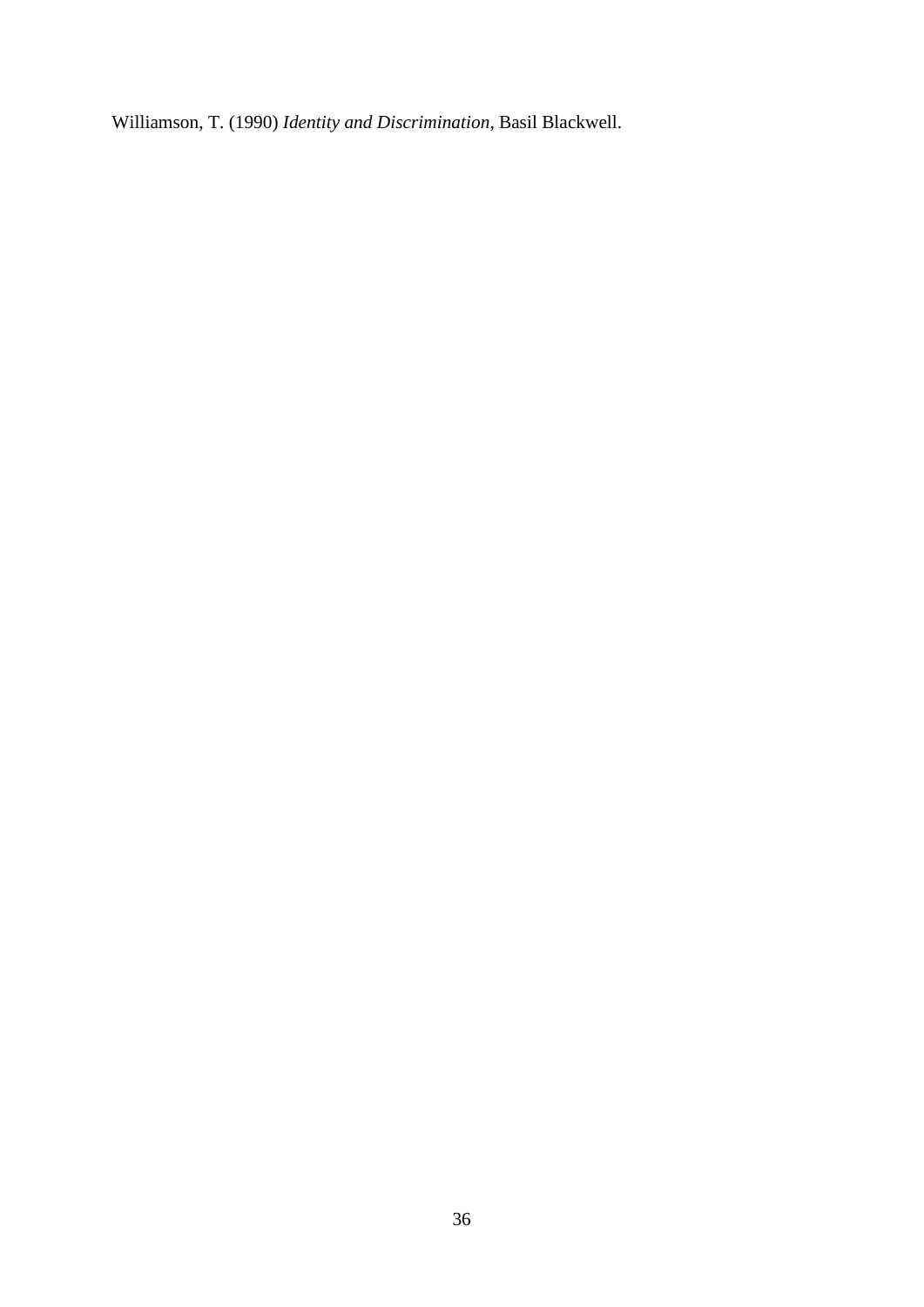Williamson, T. (1990) *Identity and Discrimination*, Basil Blackwell.